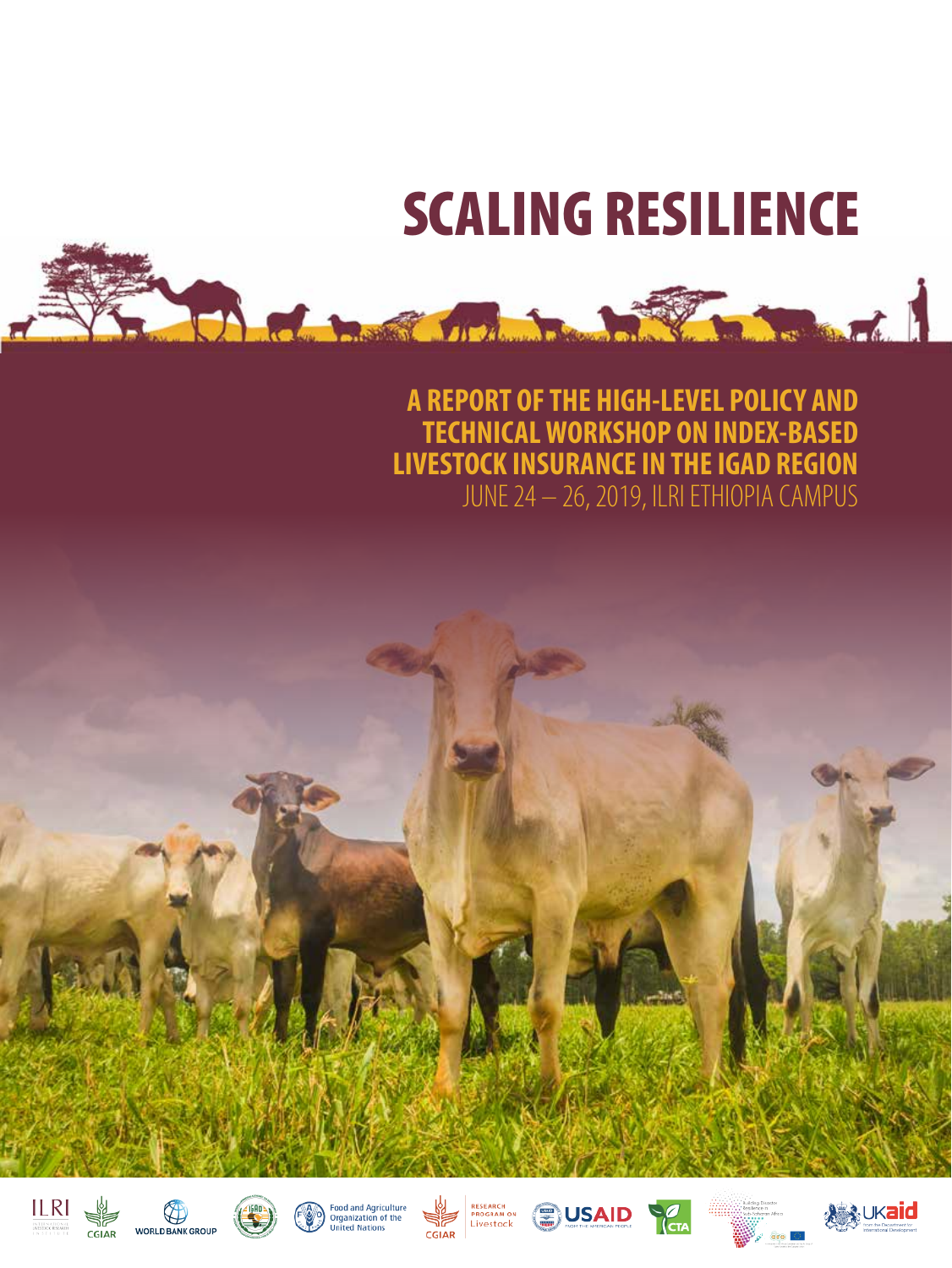# SCALING RESILIENCE

## A REPORT OF THE HIGH-LEVEL POLICY AND TECHNICAL WORKSHOP ON INDEX-BASED LIVESTOCK INSURANCE IN THE IGAD REGION

JUNE 24 – 26, 2019, ILRI ETHIOPIA CAMPUS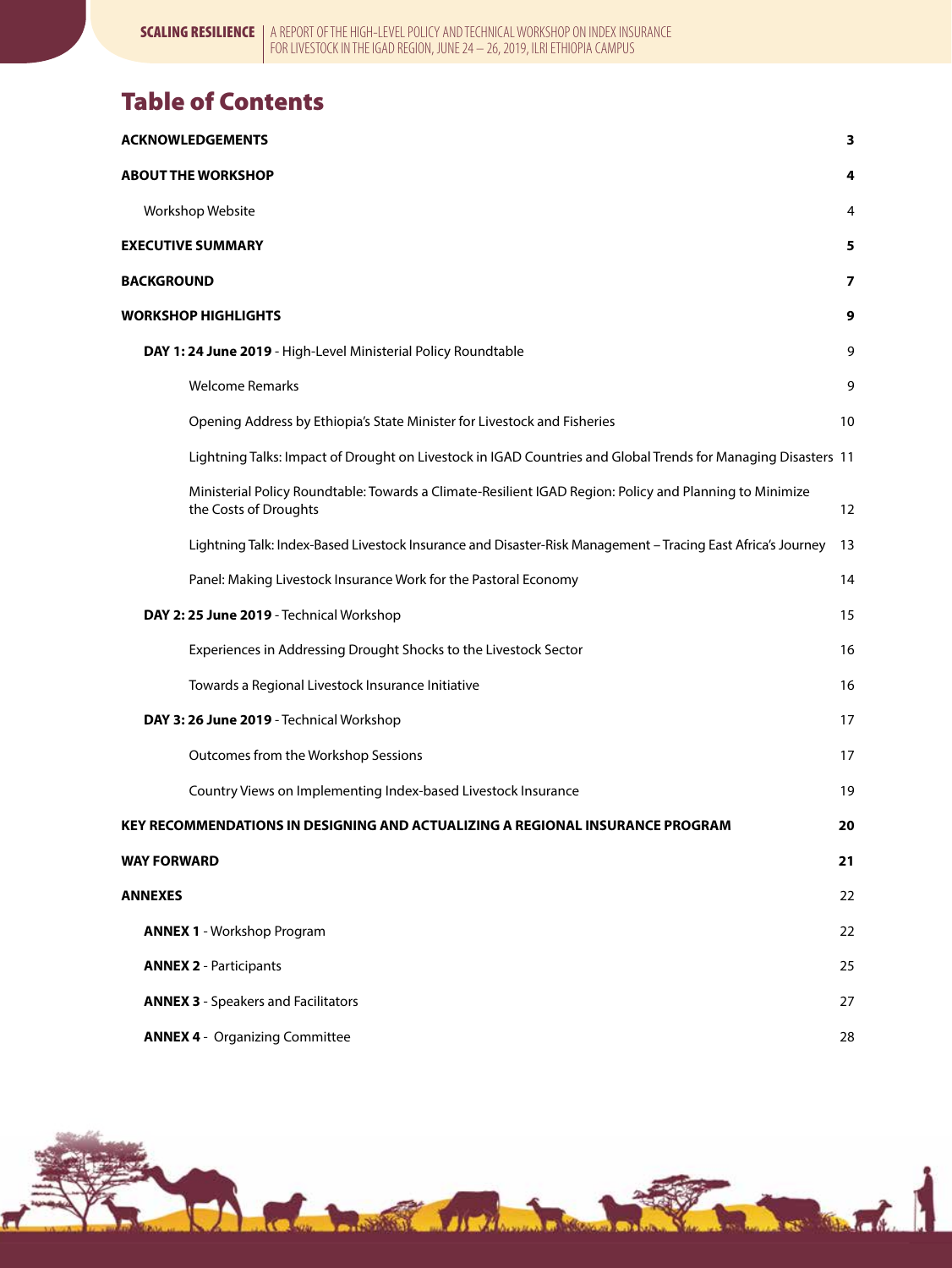# Table of Contents

**ACKNOWLEDGEMENTS** 3

**ABOUT THE WORKSHOP** 4

- Workshop Website 4

**EXECUTIVE SUMMARY** 5

**BACKGROUND** 7

**WORKSHOP HIGHLIGHTS** 9

- **DAY 1: 24 June 2019** - High-Level Ministerial Policy Roundtable 9
  - Welcome Remarks 9
  - Opening Address by Ethiopia's State Minister for Livestock and Fisheries 10
  - Lightning Talks: Impact of Drought on Livestock in IGAD Countries and Global Trends for Managing Disasters 11
  - Ministerial Policy Roundtable: Towards a Climate-Resilient IGAD Region: Policy and Planning to Minimize the Costs of Droughts 12
  - Lightning Talk: Index-Based Livestock Insurance and Disaster-Risk Management – Tracing East Africa's Journey 13
  - Panel: Making Livestock Insurance Work for the Pastoral Economy 14
- **DAY 2: 25 June 2019** - Technical Workshop 15
  - Experiences in Addressing Drought Shocks to the Livestock Sector 16
  - Towards a Regional Livestock Insurance Initiative 16
- **DAY 3: 26 June 2019** - Technical Workshop 17
  - Outcomes from the Workshop Sessions 17
  - Country Views on Implementing Index-based Livestock Insurance 19

**KEY RECOMMENDATIONS IN DESIGNING AND ACTUALIZING A REGIONAL INSURANCE PROGRAM** 20

**WAY FORWARD** 21

**ANNEXES** 22

- **ANNEX 1** - Workshop Program 22
- **ANNEX 2** - Participants 25
- **ANNEX 3** - Speakers and Facilitators 27
- **ANNEX 4** - Organizing Committee 28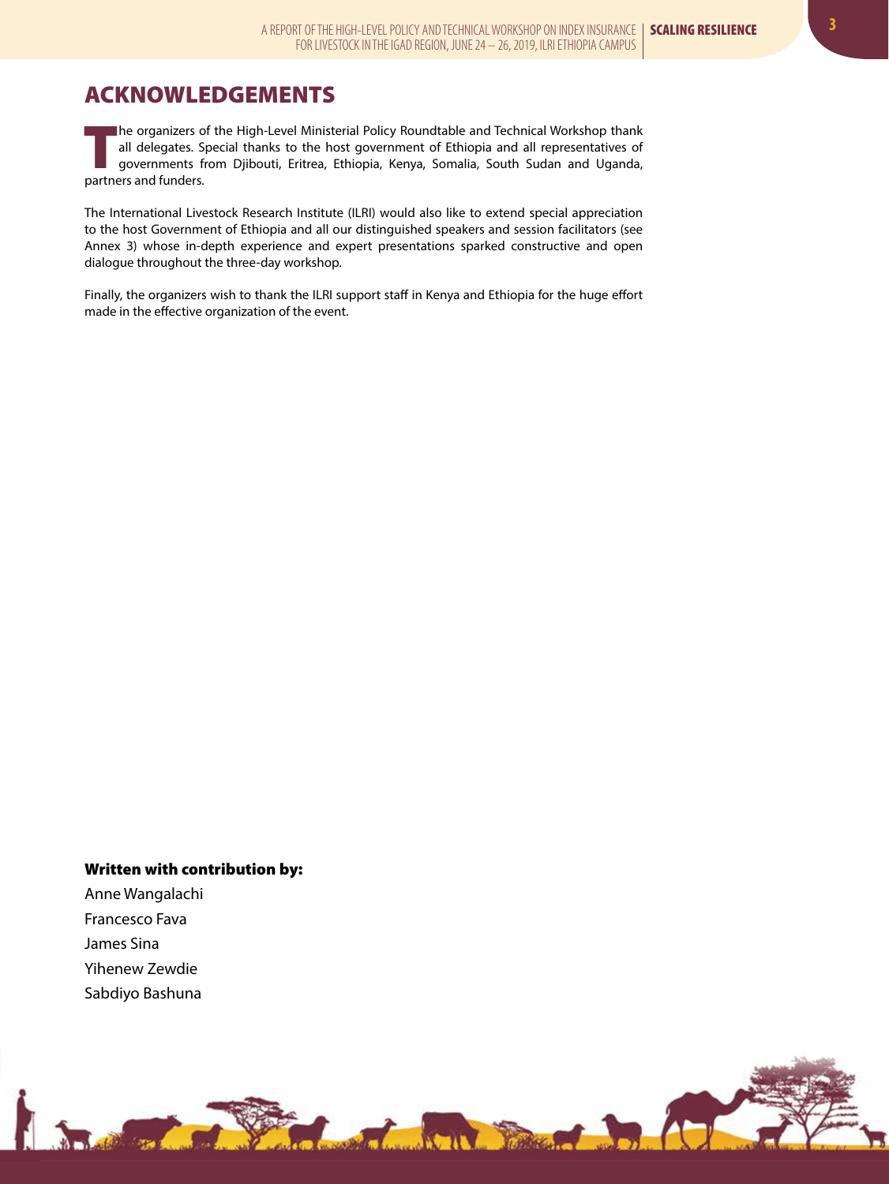# ACKNOWLEDGEMENTS

The organizers of the High-Level Ministerial Policy Roundtable and Technical Workshop thank all delegates. Special thanks to the host government of Ethiopia and all representatives of governments from Djibouti, Eritrea, Ethiopia, Kenya, Somalia, South Sudan and Uganda, partners and funders.

The International Livestock Research Institute (ILRI) would also like to extend special appreciation to the host Government of Ethiopia and all our distinguished speakers and session facilitators (see Annex 3) whose in-depth experience and expert presentations sparked constructive and open dialogue throughout the three-day workshop.

Finally, the organizers wish to thank the ILRI support staff in Kenya and Ethiopia for the huge effort made in the effective organization of the event.

**Written with contribution by:**

Anne Wangalachi

Francesco Fava

James Sina

Yihenew Zewdie

Sabdiyo Bashuna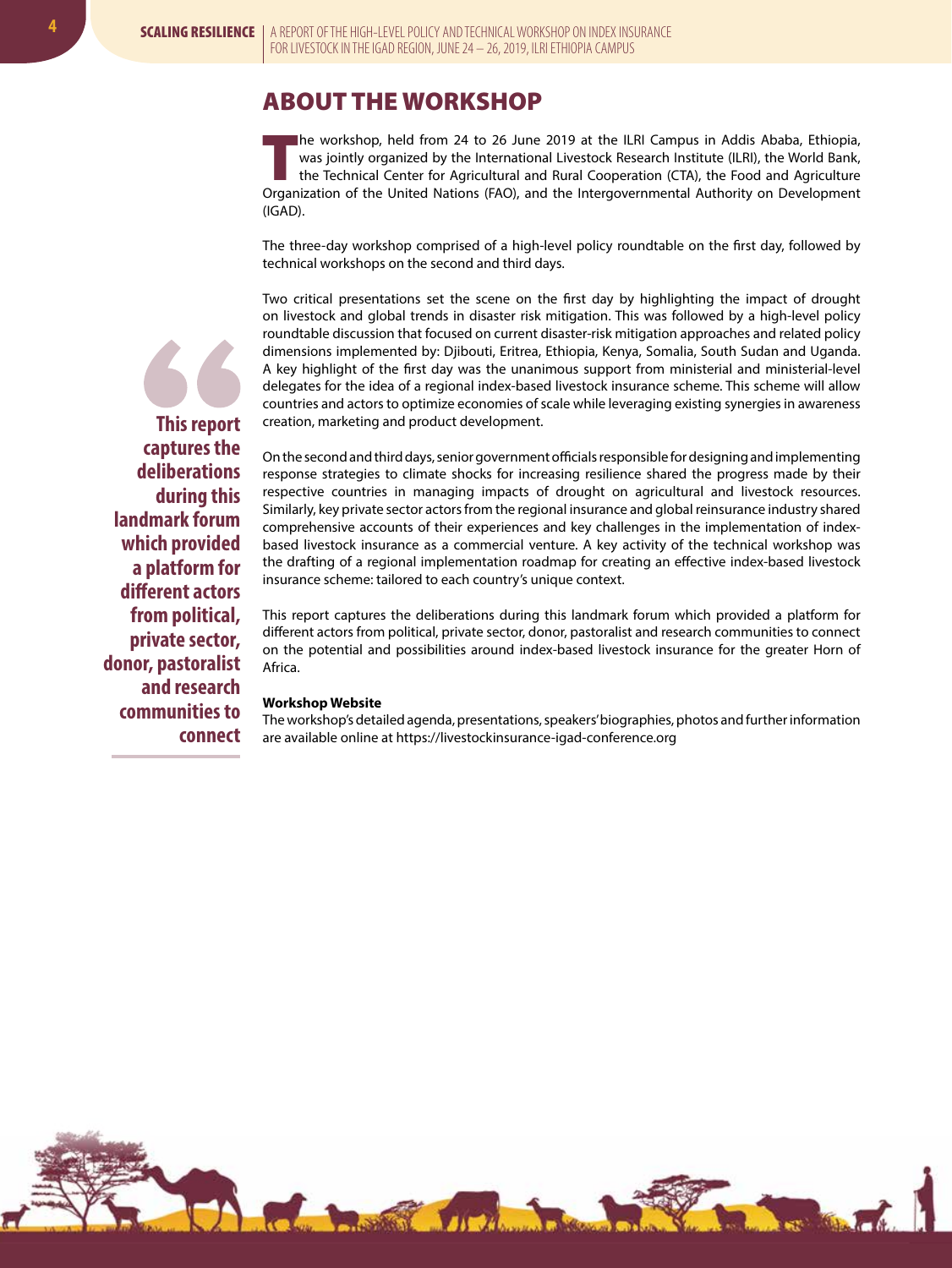## ABOUT THE WORKSHOP

The workshop, held from 24 to 26 June 2019 at the ILRI Campus in Addis Ababa, Ethiopia, was jointly organized by the International Livestock Research Institute (ILRI), the World Bank, the Technical Center for Agricultural and Rural Cooperation (CTA), the Food and Agriculture Organization of the United Nations (FAO), and the Intergovernmental Authority on Development (IGAD).

The three-day workshop comprised of a high-level policy roundtable on the first day, followed by technical workshops on the second and third days.

Two critical presentations set the scene on the first day by highlighting the impact of drought on livestock and global trends in disaster risk mitigation. This was followed by a high-level policy roundtable discussion that focused on current disaster-risk mitigation approaches and related policy dimensions implemented by: Djibouti, Eritrea, Ethiopia, Kenya, Somalia, South Sudan and Uganda. A key highlight of the first day was the unanimous support from ministerial and ministerial-level delegates for the idea of a regional index-based livestock insurance scheme. This scheme will allow countries and actors to optimize economies of scale while leveraging existing synergies in awareness creation, marketing and product development.

> **This report captures the deliberations during this landmark forum which provided a platform for different actors from political, private sector, donor, pastoralist and research communities to connect**

On the second and third days, senior government officials responsible for designing and implementing response strategies to climate shocks for increasing resilience shared the progress made by their respective countries in managing impacts of drought on agricultural and livestock resources. Similarly, key private sector actors from the regional insurance and global reinsurance industry shared comprehensive accounts of their experiences and key challenges in the implementation of index-based livestock insurance as a commercial venture. A key activity of the technical workshop was the drafting of a regional implementation roadmap for creating an effective index-based livestock insurance scheme: tailored to each country's unique context.

This report captures the deliberations during this landmark forum which provided a platform for different actors from political, private sector, donor, pastoralist and research communities to connect on the potential and possibilities around index-based livestock insurance for the greater Horn of Africa.

**Workshop Website**

The workshop's detailed agenda, presentations, speakers' biographies, photos and further information are available online at https://livestockinsurance-igad-conference.org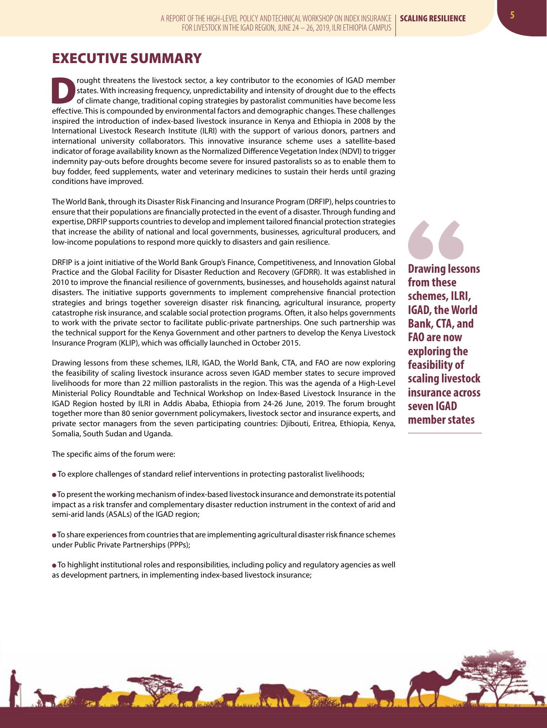# EXECUTIVE SUMMARY

Drought threatens the livestock sector, a key contributor to the economies of IGAD member states. With increasing frequency, unpredictability and intensity of drought due to the effects of climate change, traditional coping strategies by pastoralist communities have become less effective. This is compounded by environmental factors and demographic changes. These challenges inspired the introduction of index-based livestock insurance in Kenya and Ethiopia in 2008 by the International Livestock Research Institute (ILRI) with the support of various donors, partners and international university collaborators. This innovative insurance scheme uses a satellite-based indicator of forage availability known as the Normalized Difference Vegetation Index (NDVI) to trigger indemnity pay-outs before droughts become severe for insured pastoralists so as to enable them to buy fodder, feed supplements, water and veterinary medicines to sustain their herds until grazing conditions have improved.

The World Bank, through its Disaster Risk Financing and Insurance Program (DRFIP), helps countries to ensure that their populations are financially protected in the event of a disaster. Through funding and expertise, DRFIP supports countries to develop and implement tailored financial protection strategies that increase the ability of national and local governments, businesses, agricultural producers, and low-income populations to respond more quickly to disasters and gain resilience.

DRFIP is a joint initiative of the World Bank Group's Finance, Competitiveness, and Innovation Global Practice and the Global Facility for Disaster Reduction and Recovery (GFDRR). It was established in 2010 to improve the financial resilience of governments, businesses, and households against natural disasters. The initiative supports governments to implement comprehensive financial protection strategies and brings together sovereign disaster risk financing, agricultural insurance, property catastrophe risk insurance, and scalable social protection programs. Often, it also helps governments to work with the private sector to facilitate public-private partnerships. One such partnership was the technical support for the Kenya Government and other partners to develop the Kenya Livestock Insurance Program (KLIP), which was officially launched in October 2015.

Drawing lessons from these schemes, ILRI, IGAD, the World Bank, CTA, and FAO are now exploring the feasibility of scaling livestock insurance across seven IGAD member states to secure improved livelihoods for more than 22 million pastoralists in the region. This was the agenda of a High-Level Ministerial Policy Roundtable and Technical Workshop on Index-Based Livestock Insurance in the IGAD Region hosted by ILRI in Addis Ababa, Ethiopia from 24-26 June, 2019. The forum brought together more than 80 senior government policymakers, livestock sector and insurance experts, and private sector managers from the seven participating countries: Djibouti, Eritrea, Ethiopia, Kenya, Somalia, South Sudan and Uganda.

> **Drawing lessons from these schemes, ILRI, IGAD, the World Bank, CTA, and FAO are now exploring the feasibility of scaling livestock insurance across seven IGAD member states**

The specific aims of the forum were:

- To explore challenges of standard relief interventions in protecting pastoralist livelihoods;
- To present the working mechanism of index-based livestock insurance and demonstrate its potential impact as a risk transfer and complementary disaster reduction instrument in the context of arid and semi-arid lands (ASALs) of the IGAD region;
- To share experiences from countries that are implementing agricultural disaster risk finance schemes under Public Private Partnerships (PPPs);
- To highlight institutional roles and responsibilities, including policy and regulatory agencies as well as development partners, in implementing index-based livestock insurance;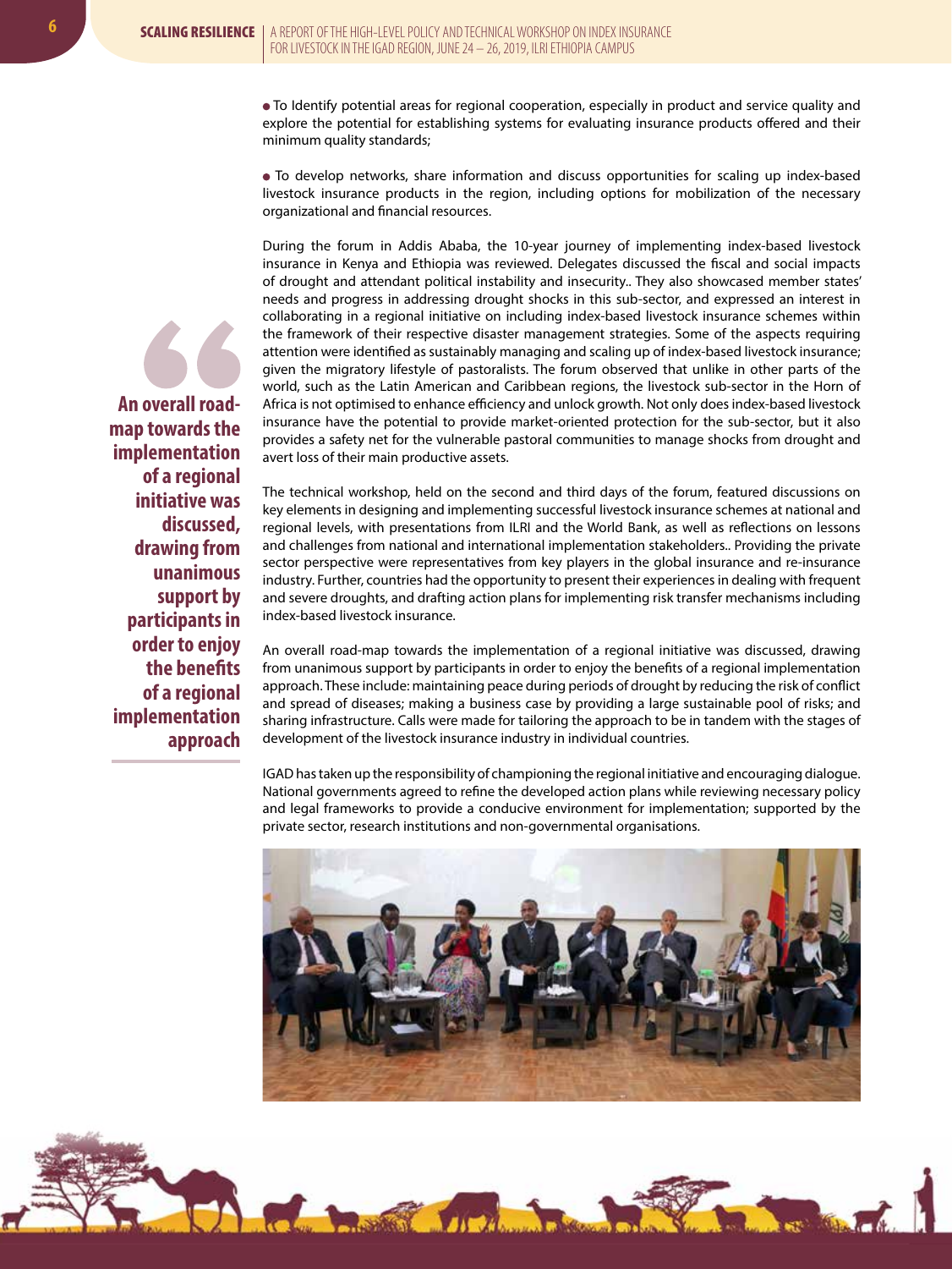- To Identify potential areas for regional cooperation, especially in product and service quality and explore the potential for establishing systems for evaluating insurance products offered and their minimum quality standards;

- To develop networks, share information and discuss opportunities for scaling up index-based livestock insurance products in the region, including options for mobilization of the necessary organizational and financial resources.

During the forum in Addis Ababa, the 10-year journey of implementing index-based livestock insurance in Kenya and Ethiopia was reviewed. Delegates discussed the fiscal and social impacts of drought and attendant political instability and insecurity.. They also showcased member states' needs and progress in addressing drought shocks in this sub-sector, and expressed an interest in collaborating in a regional initiative on including index-based livestock insurance schemes within the framework of their respective disaster management strategies. Some of the aspects requiring attention were identified as sustainably managing and scaling up of index-based livestock insurance; given the migratory lifestyle of pastoralists. The forum observed that unlike in other parts of the world, such as the Latin American and Caribbean regions, the livestock sub-sector in the Horn of Africa is not optimised to enhance efficiency and unlock growth. Not only does index-based livestock insurance have the potential to provide market-oriented protection for the sub-sector, but it also provides a safety net for the vulnerable pastoral communities to manage shocks from drought and avert loss of their main productive assets.

> **An overall road-map towards the implementation of a regional initiative was discussed, drawing from unanimous support by participants in order to enjoy the benefits of a regional implementation approach**

The technical workshop, held on the second and third days of the forum, featured discussions on key elements in designing and implementing successful livestock insurance schemes at national and regional levels, with presentations from ILRI and the World Bank, as well as reflections on lessons and challenges from national and international implementation stakeholders.. Providing the private sector perspective were representatives from key players in the global insurance and re-insurance industry. Further, countries had the opportunity to present their experiences in dealing with frequent and severe droughts, and drafting action plans for implementing risk transfer mechanisms including index-based livestock insurance.

An overall road-map towards the implementation of a regional initiative was discussed, drawing from unanimous support by participants in order to enjoy the benefits of a regional implementation approach. These include: maintaining peace during periods of drought by reducing the risk of conflict and spread of diseases; making a business case by providing a large sustainable pool of risks; and sharing infrastructure. Calls were made for tailoring the approach to be in tandem with the stages of development of the livestock insurance industry in individual countries.

IGAD has taken up the responsibility of championing the regional initiative and encouraging dialogue. National governments agreed to refine the developed action plans while reviewing necessary policy and legal frameworks to provide a conducive environment for implementation; supported by the private sector, research institutions and non-governmental organisations.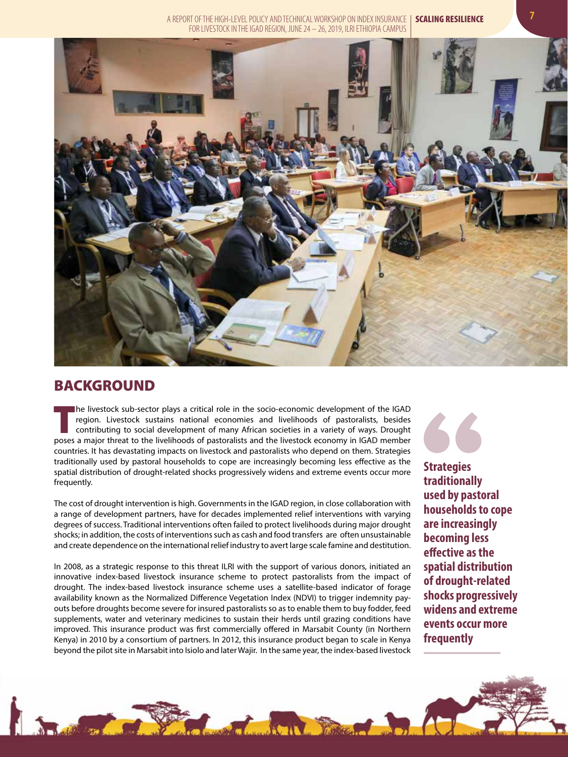## BACKGROUND

The livestock sub-sector plays a critical role in the socio-economic development of the IGAD region. Livestock sustains national economies and livelihoods of pastoralists, besides contributing to social development of many African societies in a variety of ways. Drought poses a major threat to the livelihoods of pastoralists and the livestock economy in IGAD member countries. It has devastating impacts on livestock and pastoralists who depend on them. Strategies traditionally used by pastoral households to cope are increasingly becoming less effective as the spatial distribution of drought-related shocks progressively widens and extreme events occur more frequently.

The cost of drought intervention is high. Governments in the IGAD region, in close collaboration with a range of development partners, have for decades implemented relief interventions with varying degrees of success. Traditional interventions often failed to protect livelihoods during major drought shocks; in addition, the costs of interventions such as cash and food transfers are often unsustainable and create dependence on the international relief industry to avert large scale famine and destitution.

In 2008, as a strategic response to this threat ILRI with the support of various donors, initiated an innovative index-based livestock insurance scheme to protect pastoralists from the impact of drought. The index-based livestock insurance scheme uses a satellite-based indicator of forage availability known as the Normalized Difference Vegetation Index (NDVI) to trigger indemnity pay-outs before droughts become severe for insured pastoralists so as to enable them to buy fodder, feed supplements, water and veterinary medicines to sustain their herds until grazing conditions have improved. This insurance product was first commercially offered in Marsabit County (in Northern Kenya) in 2010 by a consortium of partners. In 2012, this insurance product began to scale in Kenya beyond the pilot site in Marsabit into Isiolo and later Wajir. In the same year, the index-based livestock

> **Strategies traditionally used by pastoral households to cope are increasingly becoming less effective as the spatial distribution of drought-related shocks progressively widens and extreme events occur more frequently**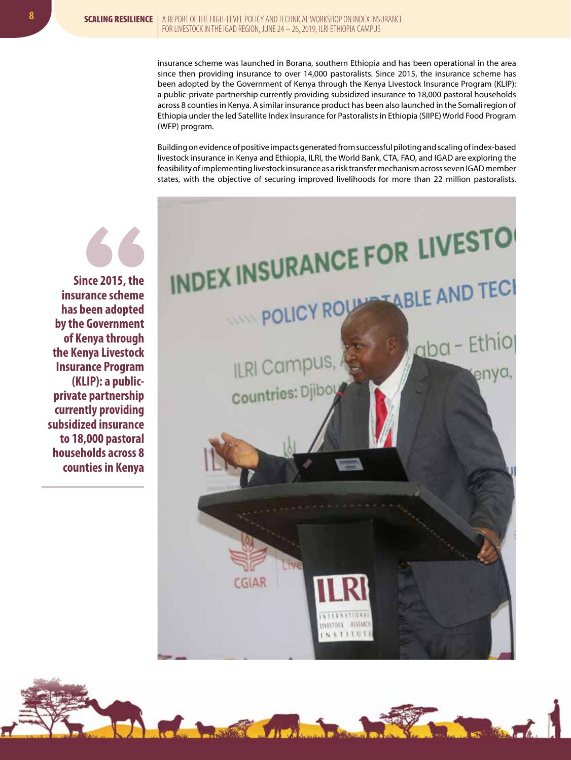insurance scheme was launched in Borana, southern Ethiopia and has been operational in the area since then providing insurance to over 14,000 pastoralists. Since 2015, the insurance scheme has been adopted by the Government of Kenya through the Kenya Livestock Insurance Program (KLIP): a public-private partnership currently providing subsidized insurance to 18,000 pastoral households across 8 counties in Kenya. A similar insurance product has been also launched in the Somali region of Ethiopia under the led Satellite Index Insurance for Pastoralists in Ethiopia (SIIPE) World Food Program (WFP) program.

Building on evidence of positive impacts generated from successful piloting and scaling of index-based livestock insurance in Kenya and Ethiopia, ILRI, the World Bank, CTA, FAO, and IGAD are exploring the feasibility of implementing livestock insurance as a risk transfer mechanism across seven IGAD member states, with the objective of securing improved livelihoods for more than 22 million pastoralists.

> **Since 2015, the insurance scheme has been adopted by the Government of Kenya through the Kenya Livestock Insurance Program (KLIP): a public-private partnership currently providing subsidized insurance to 18,000 pastoral households across 8 counties in Kenya**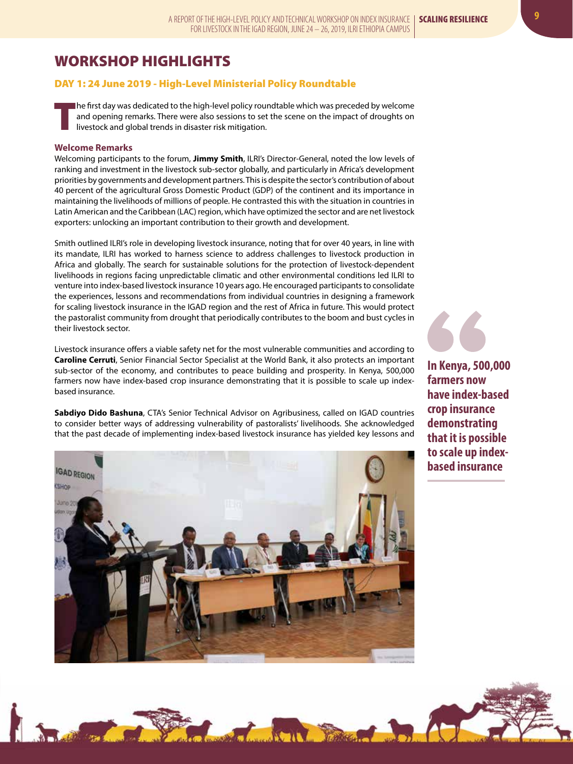# WORKSHOP HIGHLIGHTS

## DAY 1: 24 June 2019 - High-Level Ministerial Policy Roundtable

The first day was dedicated to the high-level policy roundtable which was preceded by welcome and opening remarks. There were also sessions to set the scene on the impact of droughts on livestock and global trends in disaster risk mitigation.

### Welcome Remarks

Welcoming participants to the forum, **Jimmy Smith**, ILRI's Director-General, noted the low levels of ranking and investment in the livestock sub-sector globally, and particularly in Africa's development priorities by governments and development partners. This is despite the sector's contribution of about 40 percent of the agricultural Gross Domestic Product (GDP) of the continent and its importance in maintaining the livelihoods of millions of people. He contrasted this with the situation in countries in Latin American and the Caribbean (LAC) region, which have optimized the sector and are net livestock exporters: unlocking an important contribution to their growth and development.

Smith outlined ILRI's role in developing livestock insurance, noting that for over 40 years, in line with its mandate, ILRI has worked to harness science to address challenges to livestock production in Africa and globally. The search for sustainable solutions for the protection of livestock-dependent livelihoods in regions facing unpredictable climatic and other environmental conditions led ILRI to venture into index-based livestock insurance 10 years ago. He encouraged participants to consolidate the experiences, lessons and recommendations from individual countries in designing a framework for scaling livestock insurance in the IGAD region and the rest of Africa in future. This would protect the pastoralist community from drought that periodically contributes to the boom and bust cycles in their livestock sector.

Livestock insurance offers a viable safety net for the most vulnerable communities and according to **Caroline Cerruti**, Senior Financial Sector Specialist at the World Bank, it also protects an important sub-sector of the economy, and contributes to peace building and prosperity. In Kenya, 500,000 farmers now have index-based crop insurance demonstrating that it is possible to scale up index-based insurance.

> **In Kenya, 500,000 farmers now have index-based crop insurance demonstrating that it is possible to scale up index-based insurance**

**Sabdiyo Dido Bashuna**, CTA's Senior Technical Advisor on Agribusiness, called on IGAD countries to consider better ways of addressing vulnerability of pastoralists' livelihoods. She acknowledged that the past decade of implementing index-based livestock insurance has yielded key lessons and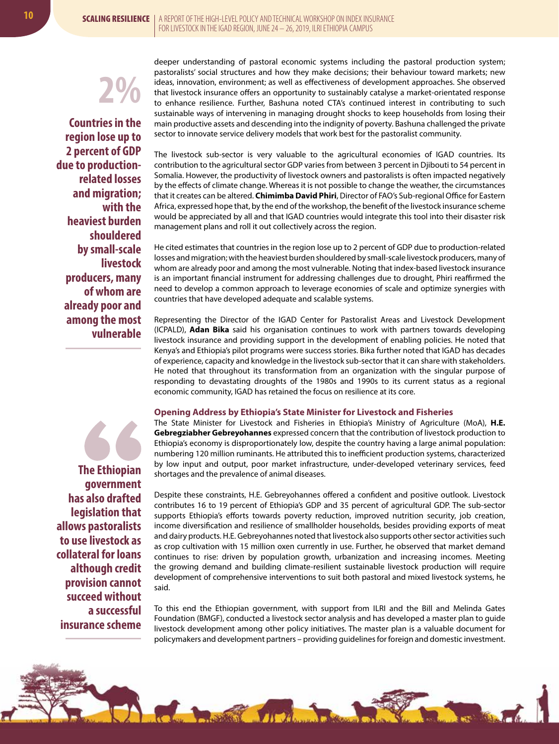**2%**

**Countries in the region lose up to 2 percent of GDP due to production-related losses and migration; with the heaviest burden shouldered by small-scale livestock producers, many of whom are already poor and among the most vulnerable**

deeper understanding of pastoral economic systems including the pastoral production system; pastoralists' social structures and how they make decisions; their behaviour toward markets; new ideas, innovation, environment; as well as effectiveness of development approaches. She observed that livestock insurance offers an opportunity to sustainably catalyse a market-orientated response to enhance resilience. Further, Bashuna noted CTA's continued interest in contributing to such sustainable ways of intervening in managing drought shocks to keep households from losing their main productive assets and descending into the indignity of poverty. Bashuna challenged the private sector to innovate service delivery models that work best for the pastoralist community.

The livestock sub-sector is very valuable to the agricultural economies of IGAD countries. Its contribution to the agricultural sector GDP varies from between 3 percent in Djibouti to 54 percent in Somalia. However, the productivity of livestock owners and pastoralists is often impacted negatively by the effects of climate change. Whereas it is not possible to change the weather, the circumstances that it creates can be altered. **Chimimba David Phiri**, Director of FAO's Sub-regional Office for Eastern Africa, expressed hope that, by the end of the workshop, the benefit of the livestock insurance scheme would be appreciated by all and that IGAD countries would integrate this tool into their disaster risk management plans and roll it out collectively across the region.

He cited estimates that countries in the region lose up to 2 percent of GDP due to production-related losses and migration; with the heaviest burden shouldered by small-scale livestock producers, many of whom are already poor and among the most vulnerable. Noting that index-based livestock insurance is an important financial instrument for addressing challenges due to drought, Phiri reaffirmed the need to develop a common approach to leverage economies of scale and optimize synergies with countries that have developed adequate and scalable systems.

Representing the Director of the IGAD Center for Pastoralist Areas and Livestock Development (ICPALD), **Adan Bika** said his organisation continues to work with partners towards developing livestock insurance and providing support in the development of enabling policies. He noted that Kenya's and Ethiopia's pilot programs were success stories. Bika further noted that IGAD has decades of experience, capacity and knowledge in the livestock sub-sector that it can share with stakeholders. He noted that throughout its transformation from an organization with the singular purpose of responding to devastating droughts of the 1980s and 1990s to its current status as a regional economic community, IGAD has retained the focus on resilience at its core.

### Opening Address by Ethiopia's State Minister for Livestock and Fisheries

The State Minister for Livestock and Fisheries in Ethiopia's Ministry of Agriculture (MoA), **H.E. Gebregziabher Gebreyohannes** expressed concern that the contribution of livestock production to Ethiopia's economy is disproportionately low, despite the country having a large animal population: numbering 120 million ruminants. He attributed this to inefficient production systems, characterized by low input and output, poor market infrastructure, under-developed veterinary services, feed shortages and the prevalence of animal diseases.

> **The Ethiopian government has also drafted legislation that allows pastoralists to use livestock as collateral for loans although credit provision cannot succeed without a successful insurance scheme**

Despite these constraints, H.E. Gebreyohannes offered a confident and positive outlook. Livestock contributes 16 to 19 percent of Ethiopia's GDP and 35 percent of agricultural GDP. The sub-sector supports Ethiopia's efforts towards poverty reduction, improved nutrition security, job creation, income diversification and resilience of smallholder households, besides providing exports of meat and dairy products. H.E. Gebreyohannes noted that livestock also supports other sector activities such as crop cultivation with 15 million oxen currently in use. Further, he observed that market demand continues to rise: driven by population growth, urbanization and increasing incomes. Meeting the growing demand and building climate-resilient sustainable livestock production will require development of comprehensive interventions to suit both pastoral and mixed livestock systems, he said.

To this end the Ethiopian government, with support from ILRI and the Bill and Melinda Gates Foundation (BMGF), conducted a livestock sector analysis and has developed a master plan to guide livestock development among other policy initiatives. The master plan is a valuable document for policymakers and development partners – providing guidelines for foreign and domestic investment.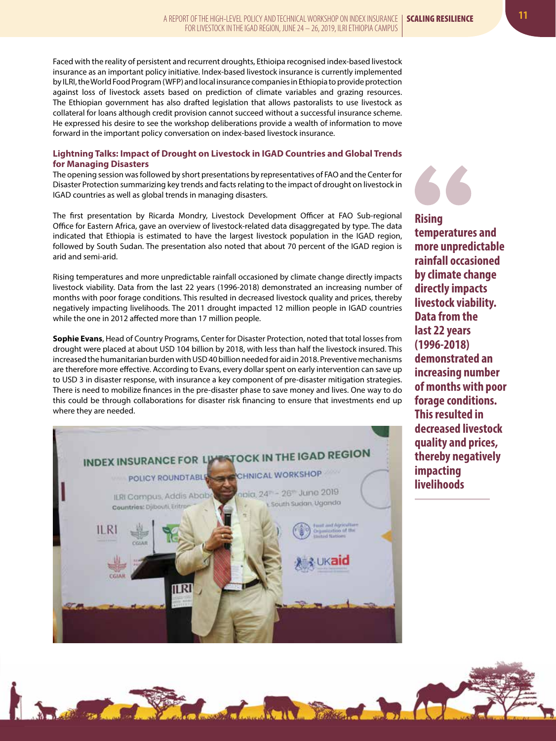Faced with the reality of persistent and recurrent droughts, Ethioipa recognised index-based livestock insurance as an important policy initiative. Index-based livestock insurance is currently implemented by ILRI, the World Food Program (WFP) and local insurance companies in Ethiopia to provide protection against loss of livestock assets based on prediction of climate variables and grazing resources. The Ethiopian government has also drafted legislation that allows pastoralists to use livestock as collateral for loans although credit provision cannot succeed without a successful insurance scheme. He expressed his desire to see the workshop deliberations provide a wealth of information to move forward in the important policy conversation on index-based livestock insurance.

### Lightning Talks: Impact of Drought on Livestock in IGAD Countries and Global Trends for Managing Disasters

The opening session was followed by short presentations by representatives of FAO and the Center for Disaster Protection summarizing key trends and facts relating to the impact of drought on livestock in IGAD countries as well as global trends in managing disasters.

The first presentation by Ricarda Mondry, Livestock Development Officer at FAO Sub-regional Office for Eastern Africa, gave an overview of livestock-related data disaggregated by type. The data indicated that Ethiopia is estimated to have the largest livestock population in the IGAD region, followed by South Sudan. The presentation also noted that about 70 percent of the IGAD region is arid and semi-arid.

Rising temperatures and more unpredictable rainfall occasioned by climate change directly impacts livestock viability. Data from the last 22 years (1996-2018) demonstrated an increasing number of months with poor forage conditions. This resulted in decreased livestock quality and prices, thereby negatively impacting livelihoods. The 2011 drought impacted 12 million people in IGAD countries while the one in 2012 affected more than 17 million people.

**Sophie Evans**, Head of Country Programs, Center for Disaster Protection, noted that total losses from drought were placed at about USD 104 billion by 2018, with less than half the livestock insured. This increased the humanitarian burden with USD 40 billion needed for aid in 2018. Preventive mechanisms are therefore more effective. According to Evans, every dollar spent on early intervention can save up to USD 3 in disaster response, with insurance a key component of pre-disaster mitigation strategies. There is need to mobilize finances in the pre-disaster phase to save money and lives. One way to do this could be through collaborations for disaster risk financing to ensure that investments end up where they are needed.

> **Rising temperatures and more unpredictable rainfall occasioned by climate change directly impacts livestock viability. Data from the last 22 years (1996-2018) demonstrated an increasing number of months with poor forage conditions. This resulted in decreased livestock quality and prices, thereby negatively impacting livelihoods**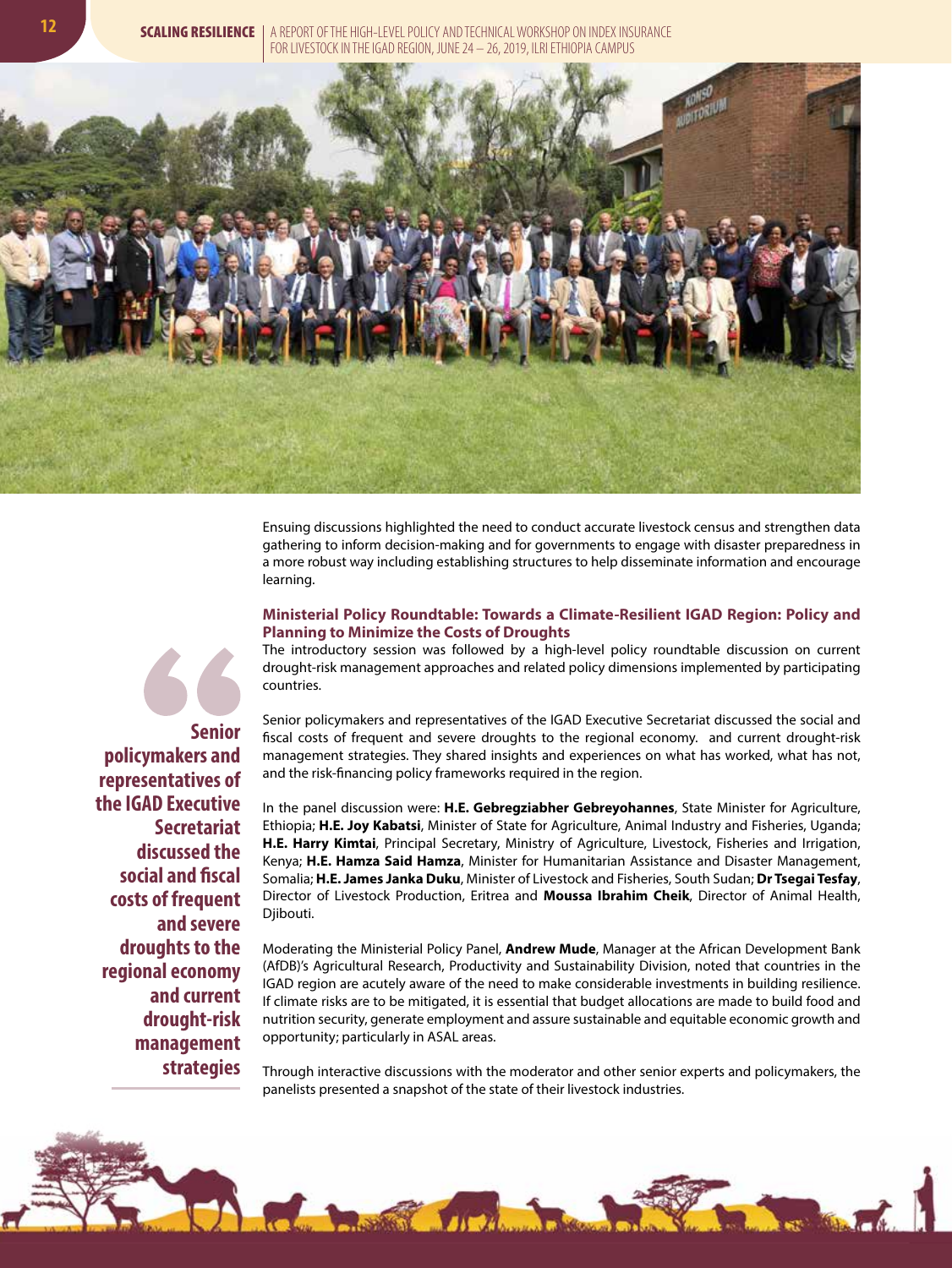Ensuing discussions highlighted the need to conduct accurate livestock census and strengthen data gathering to inform decision-making and for governments to engage with disaster preparedness in a more robust way including establishing structures to help disseminate information and encourage learning.

### Ministerial Policy Roundtable: Towards a Climate-Resilient IGAD Region: Policy and Planning to Minimize the Costs of Droughts

The introductory session was followed by a high-level policy roundtable discussion on current drought-risk management approaches and related policy dimensions implemented by participating countries.

Senior policymakers and representatives of the IGAD Executive Secretariat discussed the social and fiscal costs of frequent and severe droughts to the regional economy. and current drought-risk management strategies. They shared insights and experiences on what has worked, what has not, and the risk-financing policy frameworks required in the region.

> **Senior policymakers and representatives of the IGAD Executive Secretariat discussed the social and fiscal costs of frequent and severe droughts to the regional economy and current drought-risk management strategies**

In the panel discussion were: **H.E. Gebregziabher Gebreyohannes**, State Minister for Agriculture, Ethiopia; **H.E. Joy Kabatsi**, Minister of State for Agriculture, Animal Industry and Fisheries, Uganda; **H.E. Harry Kimtai**, Principal Secretary, Ministry of Agriculture, Livestock, Fisheries and Irrigation, Kenya; **H.E. Hamza Said Hamza**, Minister for Humanitarian Assistance and Disaster Management, Somalia; **H.E. James Janka Duku**, Minister of Livestock and Fisheries, South Sudan; **Dr Tsegai Tesfay**, Director of Livestock Production, Eritrea and **Moussa Ibrahim Cheik**, Director of Animal Health, Djibouti.

Moderating the Ministerial Policy Panel, **Andrew Mude**, Manager at the African Development Bank (AfDB)'s Agricultural Research, Productivity and Sustainability Division, noted that countries in the IGAD region are acutely aware of the need to make considerable investments in building resilience. If climate risks are to be mitigated, it is essential that budget allocations are made to build food and nutrition security, generate employment and assure sustainable and equitable economic growth and opportunity; particularly in ASAL areas.

Through interactive discussions with the moderator and other senior experts and policymakers, the panelists presented a snapshot of the state of their livestock industries.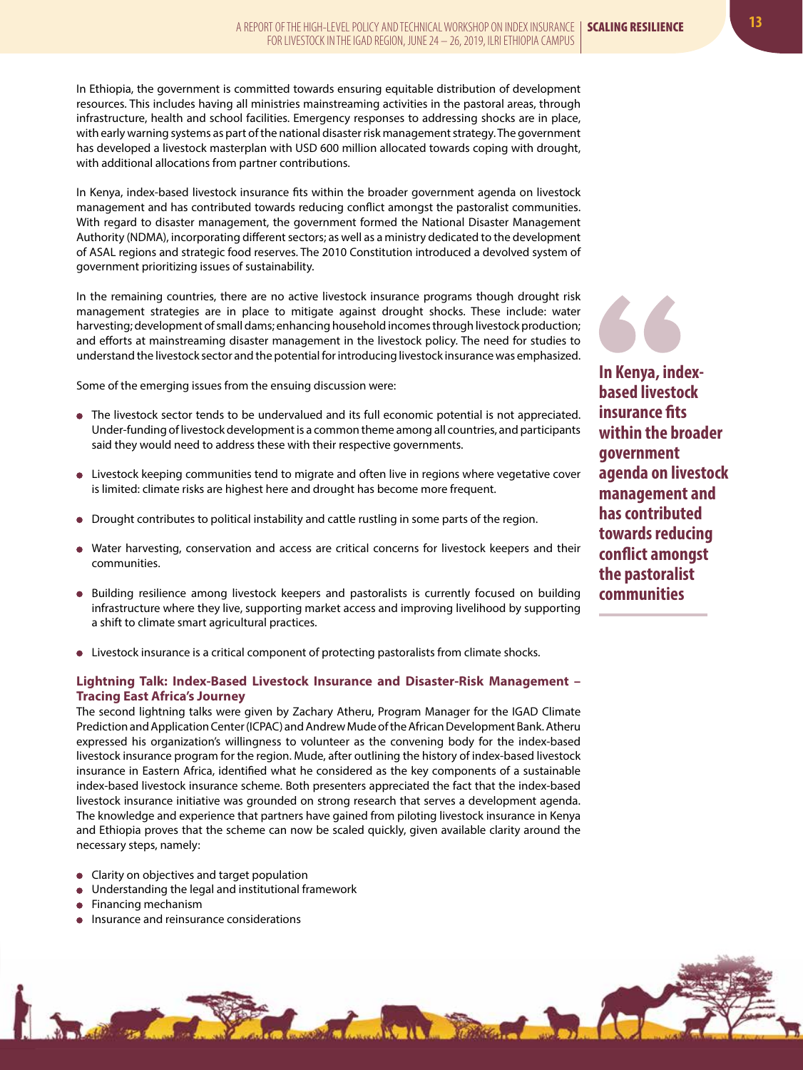In Ethiopia, the government is committed towards ensuring equitable distribution of development resources. This includes having all ministries mainstreaming activities in the pastoral areas, through infrastructure, health and school facilities. Emergency responses to addressing shocks are in place, with early warning systems as part of the national disaster risk management strategy. The government has developed a livestock masterplan with USD 600 million allocated towards coping with drought, with additional allocations from partner contributions.

In Kenya, index-based livestock insurance fits within the broader government agenda on livestock management and has contributed towards reducing conflict amongst the pastoralist communities. With regard to disaster management, the government formed the National Disaster Management Authority (NDMA), incorporating different sectors; as well as a ministry dedicated to the development of ASAL regions and strategic food reserves. The 2010 Constitution introduced a devolved system of government prioritizing issues of sustainability.

In the remaining countries, there are no active livestock insurance programs though drought risk management strategies are in place to mitigate against drought shocks. These include: water harvesting; development of small dams; enhancing household incomes through livestock production; and efforts at mainstreaming disaster management in the livestock policy. The need for studies to understand the livestock sector and the potential for introducing livestock insurance was emphasized.

> **In Kenya, index-based livestock insurance fits within the broader government agenda on livestock management and has contributed towards reducing conflict amongst the pastoralist communities**

Some of the emerging issues from the ensuing discussion were:

- The livestock sector tends to be undervalued and its full economic potential is not appreciated. Under-funding of livestock development is a common theme among all countries, and participants said they would need to address these with their respective governments.
- Livestock keeping communities tend to migrate and often live in regions where vegetative cover is limited: climate risks are highest here and drought has become more frequent.
- Drought contributes to political instability and cattle rustling in some parts of the region.
- Water harvesting, conservation and access are critical concerns for livestock keepers and their communities.
- Building resilience among livestock keepers and pastoralists is currently focused on building infrastructure where they live, supporting market access and improving livelihood by supporting a shift to climate smart agricultural practices.
- Livestock insurance is a critical component of protecting pastoralists from climate shocks.

### Lightning Talk: Index-Based Livestock Insurance and Disaster-Risk Management – Tracing East Africa's Journey

The second lightning talks were given by Zachary Atheru, Program Manager for the IGAD Climate Prediction and Application Center (ICPAC) and Andrew Mude of the African Development Bank. Atheru expressed his organization's willingness to volunteer as the convening body for the index-based livestock insurance program for the region. Mude, after outlining the history of index-based livestock insurance in Eastern Africa, identified what he considered as the key components of a sustainable index-based livestock insurance scheme. Both presenters appreciated the fact that the index-based livestock insurance initiative was grounded on strong research that serves a development agenda. The knowledge and experience that partners have gained from piloting livestock insurance in Kenya and Ethiopia proves that the scheme can now be scaled quickly, given available clarity around the necessary steps, namely:

- Clarity on objectives and target population
- Understanding the legal and institutional framework
- Financing mechanism
- Insurance and reinsurance considerations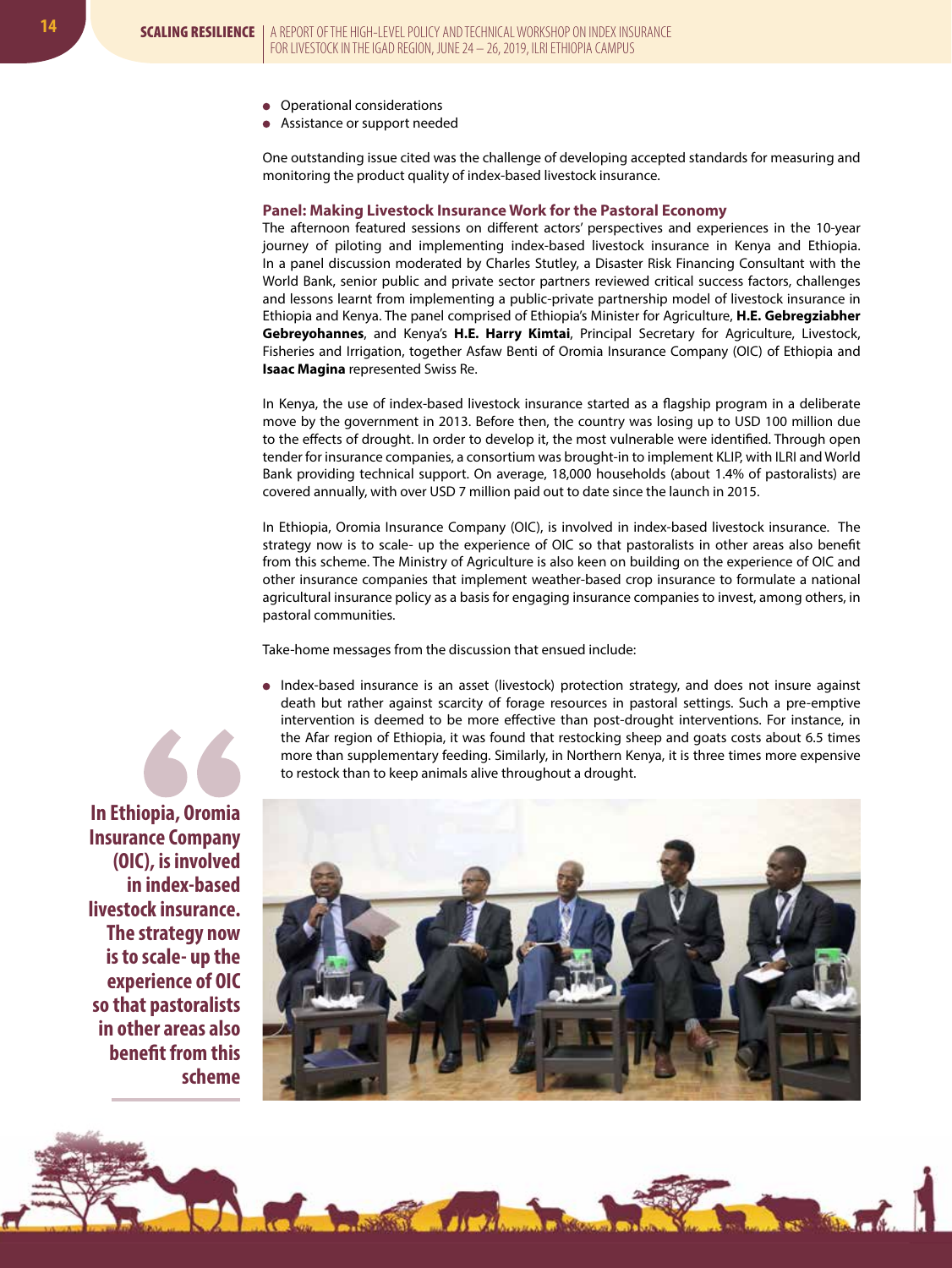- Operational considerations
- Assistance or support needed

One outstanding issue cited was the challenge of developing accepted standards for measuring and monitoring the product quality of index-based livestock insurance.

### Panel: Making Livestock Insurance Work for the Pastoral Economy

The afternoon featured sessions on different actors' perspectives and experiences in the 10-year journey of piloting and implementing index-based livestock insurance in Kenya and Ethiopia. In a panel discussion moderated by Charles Stutley, a Disaster Risk Financing Consultant with the World Bank, senior public and private sector partners reviewed critical success factors, challenges and lessons learnt from implementing a public-private partnership model of livestock insurance in Ethiopia and Kenya. The panel comprised of Ethiopia's Minister for Agriculture, **H.E. Gebregziabher Gebreyohannes**, and Kenya's **H.E. Harry Kimtai**, Principal Secretary for Agriculture, Livestock, Fisheries and Irrigation, together Asfaw Benti of Oromia Insurance Company (OIC) of Ethiopia and **Isaac Magina** represented Swiss Re.

In Kenya, the use of index-based livestock insurance started as a flagship program in a deliberate move by the government in 2013. Before then, the country was losing up to USD 100 million due to the effects of drought. In order to develop it, the most vulnerable were identified. Through open tender for insurance companies, a consortium was brought-in to implement KLIP, with ILRI and World Bank providing technical support. On average, 18,000 households (about 1.4% of pastoralists) are covered annually, with over USD 7 million paid out to date since the launch in 2015.

In Ethiopia, Oromia Insurance Company (OIC), is involved in index-based livestock insurance. The strategy now is to scale- up the experience of OIC so that pastoralists in other areas also benefit from this scheme. The Ministry of Agriculture is also keen on building on the experience of OIC and other insurance companies that implement weather-based crop insurance to formulate a national agricultural insurance policy as a basis for engaging insurance companies to invest, among others, in pastoral communities.

Take-home messages from the discussion that ensued include:

- Index-based insurance is an asset (livestock) protection strategy, and does not insure against death but rather against scarcity of forage resources in pastoral settings. Such a pre-emptive intervention is deemed to be more effective than post-drought interventions. For instance, in the Afar region of Ethiopia, it was found that restocking sheep and goats costs about 6.5 times more than supplementary feeding. Similarly, in Northern Kenya, it is three times more expensive to restock than to keep animals alive throughout a drought.

> **In Ethiopia, Oromia Insurance Company (OIC), is involved in index-based livestock insurance. The strategy now is to scale- up the experience of OIC so that pastoralists in other areas also benefit from this scheme**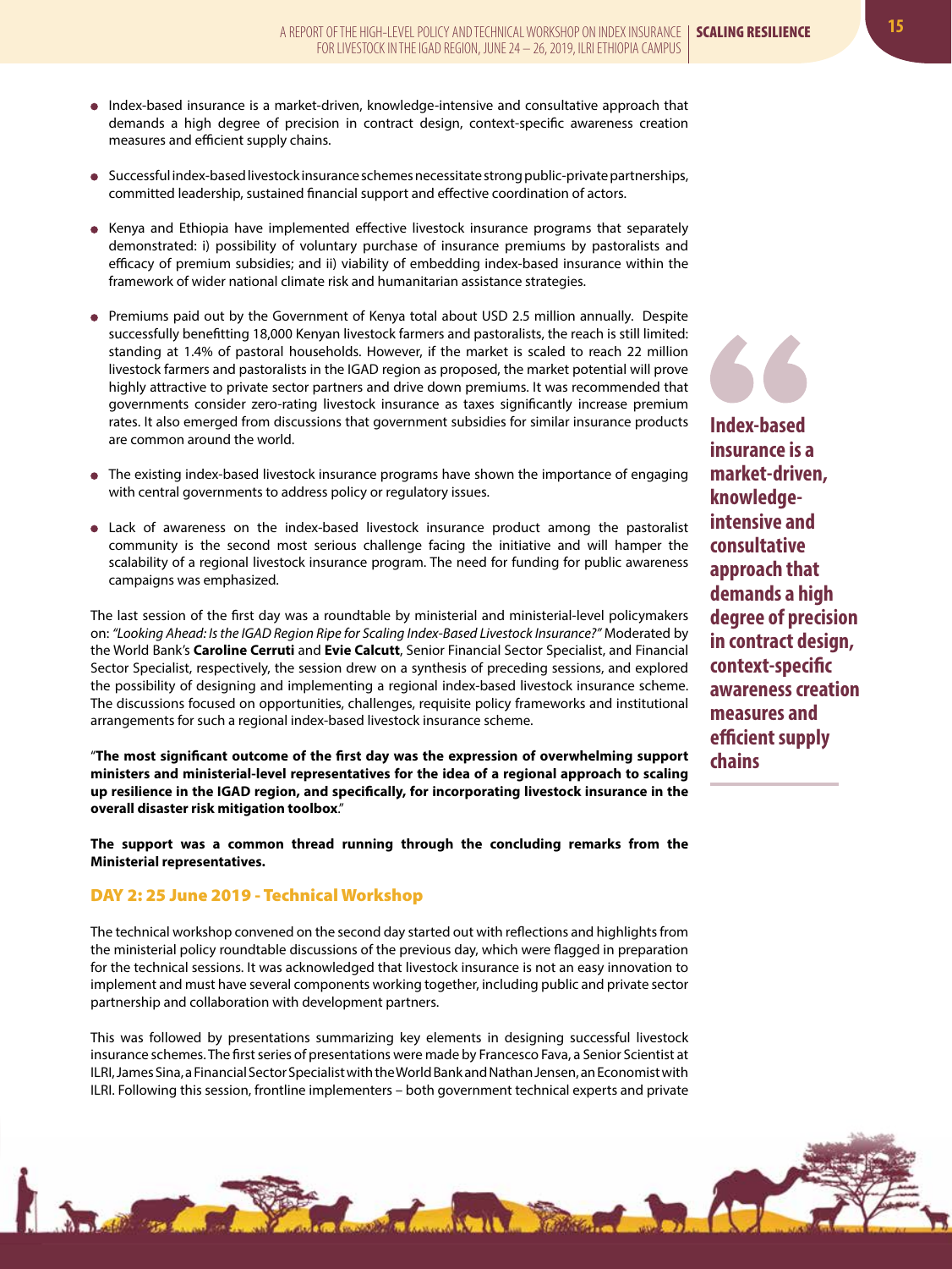- Index-based insurance is a market-driven, knowledge-intensive and consultative approach that demands a high degree of precision in contract design, context-specific awareness creation measures and efficient supply chains.
- Successful index-based livestock insurance schemes necessitate strong public-private partnerships, committed leadership, sustained financial support and effective coordination of actors.
- Kenya and Ethiopia have implemented effective livestock insurance programs that separately demonstrated: i) possibility of voluntary purchase of insurance premiums by pastoralists and efficacy of premium subsidies; and ii) viability of embedding index-based insurance within the framework of wider national climate risk and humanitarian assistance strategies.
- Premiums paid out by the Government of Kenya total about USD 2.5 million annually. Despite successfully benefitting 18,000 Kenyan livestock farmers and pastoralists, the reach is still limited: standing at 1.4% of pastoral households. However, if the market is scaled to reach 22 million livestock farmers and pastoralists in the IGAD region as proposed, the market potential will prove highly attractive to private sector partners and drive down premiums. It was recommended that governments consider zero-rating livestock insurance as taxes significantly increase premium rates. It also emerged from discussions that government subsidies for similar insurance products are common around the world.
- The existing index-based livestock insurance programs have shown the importance of engaging with central governments to address policy or regulatory issues.
- Lack of awareness on the index-based livestock insurance product among the pastoralist community is the second most serious challenge facing the initiative and will hamper the scalability of a regional livestock insurance program. The need for funding for public awareness campaigns was emphasized.

> **Index-based insurance is a market-driven, knowledge-intensive and consultative approach that demands a high degree of precision in contract design, context-specific awareness creation measures and efficient supply chains**

The last session of the first day was a roundtable by ministerial and ministerial-level policymakers on: *"Looking Ahead: Is the IGAD Region Ripe for Scaling Index-Based Livestock Insurance?"* Moderated by the World Bank's **Caroline Cerruti** and **Evie Calcutt**, Senior Financial Sector Specialist, and Financial Sector Specialist, respectively, the session drew on a synthesis of preceding sessions, and explored the possibility of designing and implementing a regional index-based livestock insurance scheme. The discussions focused on opportunities, challenges, requisite policy frameworks and institutional arrangements for such a regional index-based livestock insurance scheme.

"**The most significant outcome of the first day was the expression of overwhelming support ministers and ministerial-level representatives for the idea of a regional approach to scaling up resilience in the IGAD region, and specifically, for incorporating livestock insurance in the overall disaster risk mitigation toolbox**."

**The support was a common thread running through the concluding remarks from the Ministerial representatives.**

## DAY 2: 25 June 2019 - Technical Workshop

The technical workshop convened on the second day started out with reflections and highlights from the ministerial policy roundtable discussions of the previous day, which were flagged in preparation for the technical sessions. It was acknowledged that livestock insurance is not an easy innovation to implement and must have several components working together, including public and private sector partnership and collaboration with development partners.

This was followed by presentations summarizing key elements in designing successful livestock insurance schemes. The first series of presentations were made by Francesco Fava, a Senior Scientist at ILRI, James Sina, a Financial Sector Specialist with the World Bank and Nathan Jensen, an Economist with ILRI. Following this session, frontline implementers – both government technical experts and private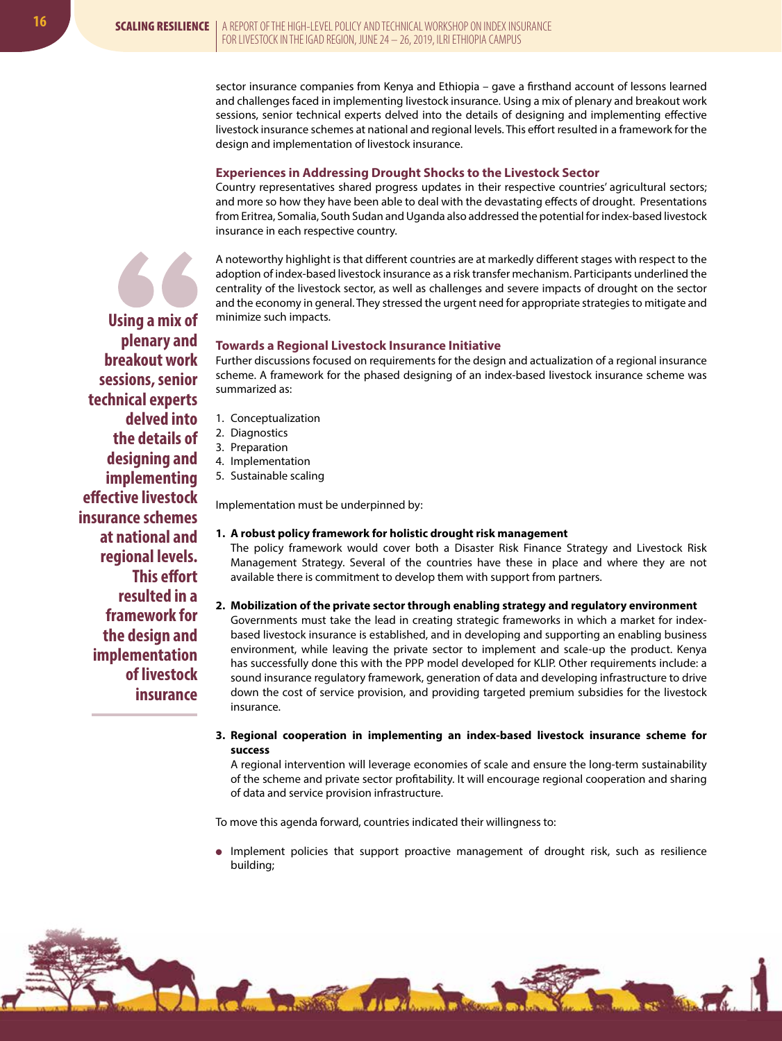sector insurance companies from Kenya and Ethiopia – gave a firsthand account of lessons learned and challenges faced in implementing livestock insurance. Using a mix of plenary and breakout work sessions, senior technical experts delved into the details of designing and implementing effective livestock insurance schemes at national and regional levels. This effort resulted in a framework for the design and implementation of livestock insurance.

### Experiences in Addressing Drought Shocks to the Livestock Sector

Country representatives shared progress updates in their respective countries' agricultural sectors; and more so how they have been able to deal with the devastating effects of drought. Presentations from Eritrea, Somalia, South Sudan and Uganda also addressed the potential for index-based livestock insurance in each respective country.

A noteworthy highlight is that different countries are at markedly different stages with respect to the adoption of index-based livestock insurance as a risk transfer mechanism. Participants underlined the centrality of the livestock sector, as well as challenges and severe impacts of drought on the sector and the economy in general. They stressed the urgent need for appropriate strategies to mitigate and minimize such impacts.

> Using a mix of plenary and breakout work sessions, senior technical experts delved into the details of designing and implementing effective livestock insurance schemes at national and regional levels. This effort resulted in a framework for the design and implementation of livestock insurance

### Towards a Regional Livestock Insurance Initiative

Further discussions focused on requirements for the design and actualization of a regional insurance scheme. A framework for the phased designing of an index-based livestock insurance scheme was summarized as:

1. Conceptualization
2. Diagnostics
3. Preparation
4. Implementation
5. Sustainable scaling

Implementation must be underpinned by:

1. **A robust policy framework for holistic drought risk management**
   The policy framework would cover both a Disaster Risk Finance Strategy and Livestock Risk Management Strategy. Several of the countries have these in place and where they are not available there is commitment to develop them with support from partners.

2. **Mobilization of the private sector through enabling strategy and regulatory environment**
   Governments must take the lead in creating strategic frameworks in which a market for index-based livestock insurance is established, and in developing and supporting an enabling business environment, while leaving the private sector to implement and scale-up the product. Kenya has successfully done this with the PPP model developed for KLIP. Other requirements include: a sound insurance regulatory framework, generation of data and developing infrastructure to drive down the cost of service provision, and providing targeted premium subsidies for the livestock insurance.

3. **Regional cooperation in implementing an index-based livestock insurance scheme for success**
   A regional intervention will leverage economies of scale and ensure the long-term sustainability of the scheme and private sector profitability. It will encourage regional cooperation and sharing of data and service provision infrastructure.

To move this agenda forward, countries indicated their willingness to:

- Implement policies that support proactive management of drought risk, such as resilience building;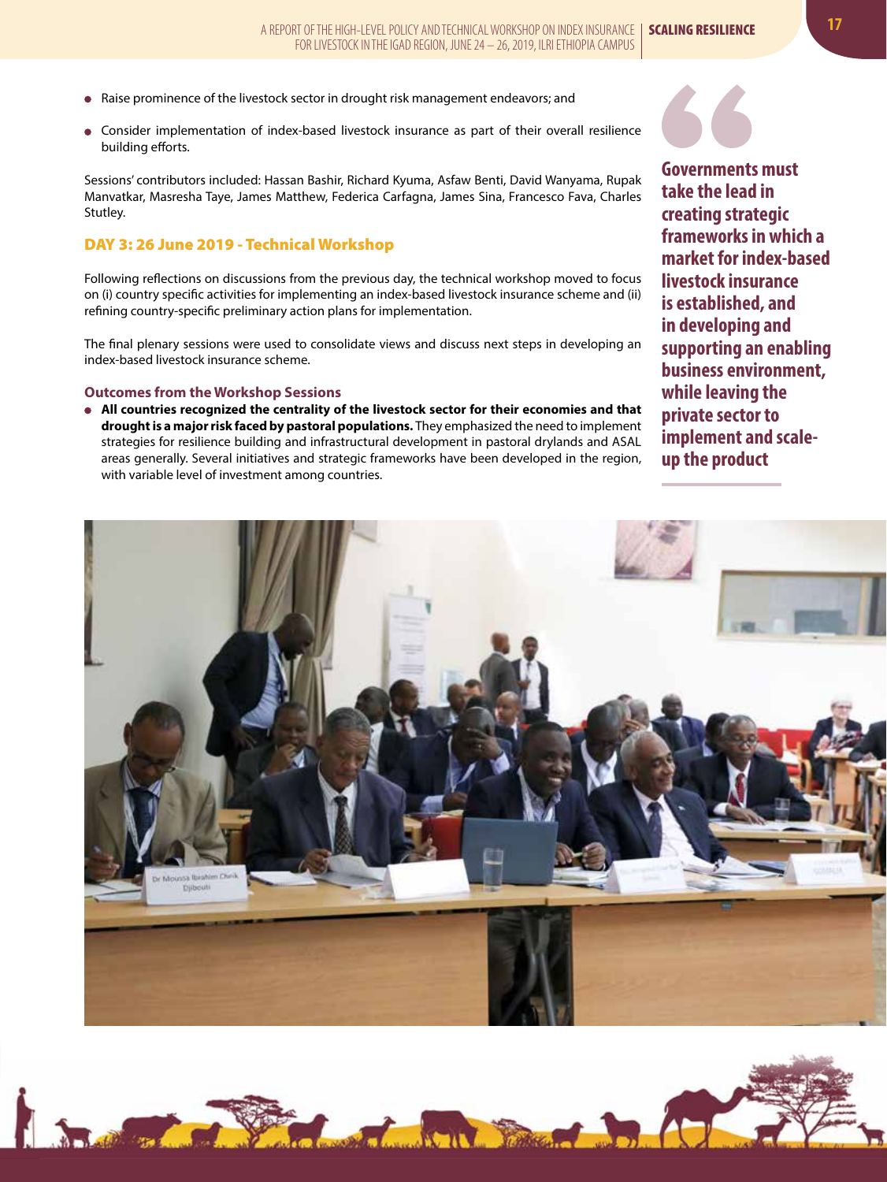- Raise prominence of the livestock sector in drought risk management endeavors; and
- Consider implementation of index-based livestock insurance as part of their overall resilience building efforts.

Sessions' contributors included: Hassan Bashir, Richard Kyuma, Asfaw Benti, David Wanyama, Rupak Manvatkar, Masresha Taye, James Matthew, Federica Carfagna, James Sina, Francesco Fava, Charles Stutley.

## DAY 3: 26 June 2019 - Technical Workshop

Following reflections on discussions from the previous day, the technical workshop moved to focus on (i) country specific activities for implementing an index-based livestock insurance scheme and (ii) refining country-specific preliminary action plans for implementation.

The final plenary sessions were used to consolidate views and discuss next steps in developing an index-based livestock insurance scheme.

### Outcomes from the Workshop Sessions

- **All countries recognized the centrality of the livestock sector for their economies and that drought is a major risk faced by pastoral populations.** They emphasized the need to implement strategies for resilience building and infrastructural development in pastoral drylands and ASAL areas generally. Several initiatives and strategic frameworks have been developed in the region, with variable level of investment among countries.

> **Governments must take the lead in creating strategic frameworks in which a market for index-based livestock insurance is established, and in developing and supporting an enabling business environment, while leaving the private sector to implement and scale-up the product**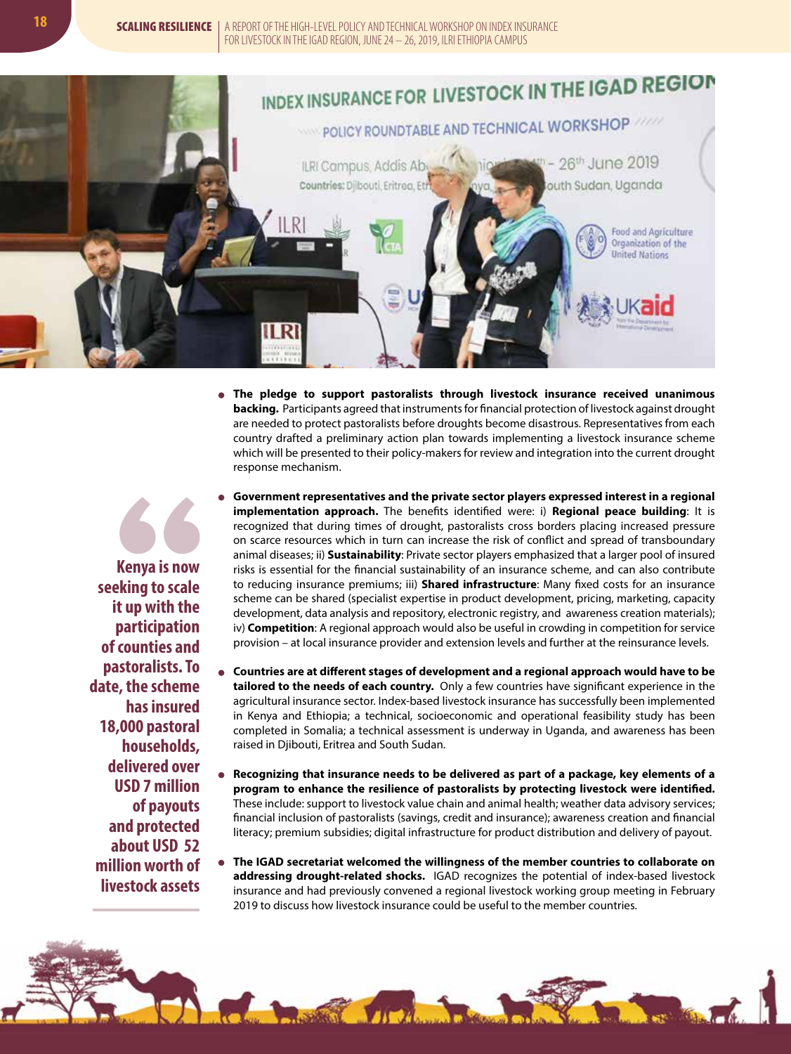- **The pledge to support pastoralists through livestock insurance received unanimous backing.** Participants agreed that instruments for financial protection of livestock against drought are needed to protect pastoralists before droughts become disastrous. Representatives from each country drafted a preliminary action plan towards implementing a livestock insurance scheme which will be presented to their policy-makers for review and integration into the current drought response mechanism.

> **Kenya is now seeking to scale it up with the participation of counties and pastoralists. To date, the scheme has insured 18,000 pastoral households, delivered over USD 7 million of payouts and protected about USD 52 million worth of livestock assets**

- **Government representatives and the private sector players expressed interest in a regional implementation approach.** The benefits identified were: i) **Regional peace building**: It is recognized that during times of drought, pastoralists cross borders placing increased pressure on scarce resources which in turn can increase the risk of conflict and spread of transboundary animal diseases; ii) **Sustainability**: Private sector players emphasized that a larger pool of insured risks is essential for the financial sustainability of an insurance scheme, and can also contribute to reducing insurance premiums; iii) **Shared infrastructure**: Many fixed costs for an insurance scheme can be shared (specialist expertise in product development, pricing, marketing, capacity development, data analysis and repository, electronic registry, and awareness creation materials); iv) **Competition**: A regional approach would also be useful in crowding in competition for service provision – at local insurance provider and extension levels and further at the reinsurance levels.

- **Countries are at different stages of development and a regional approach would have to be tailored to the needs of each country.** Only a few countries have significant experience in the agricultural insurance sector. Index-based livestock insurance has successfully been implemented in Kenya and Ethiopia; a technical, socioeconomic and operational feasibility study has been completed in Somalia; a technical assessment is underway in Uganda, and awareness has been raised in Djibouti, Eritrea and South Sudan.

- **Recognizing that insurance needs to be delivered as part of a package, key elements of a program to enhance the resilience of pastoralists by protecting livestock were identified.** These include: support to livestock value chain and animal health; weather data advisory services; financial inclusion of pastoralists (savings, credit and insurance); awareness creation and financial literacy; premium subsidies; digital infrastructure for product distribution and delivery of payout.

- **The IGAD secretariat welcomed the willingness of the member countries to collaborate on addressing drought-related shocks.** IGAD recognizes the potential of index-based livestock insurance and had previously convened a regional livestock working group meeting in February 2019 to discuss how livestock insurance could be useful to the member countries.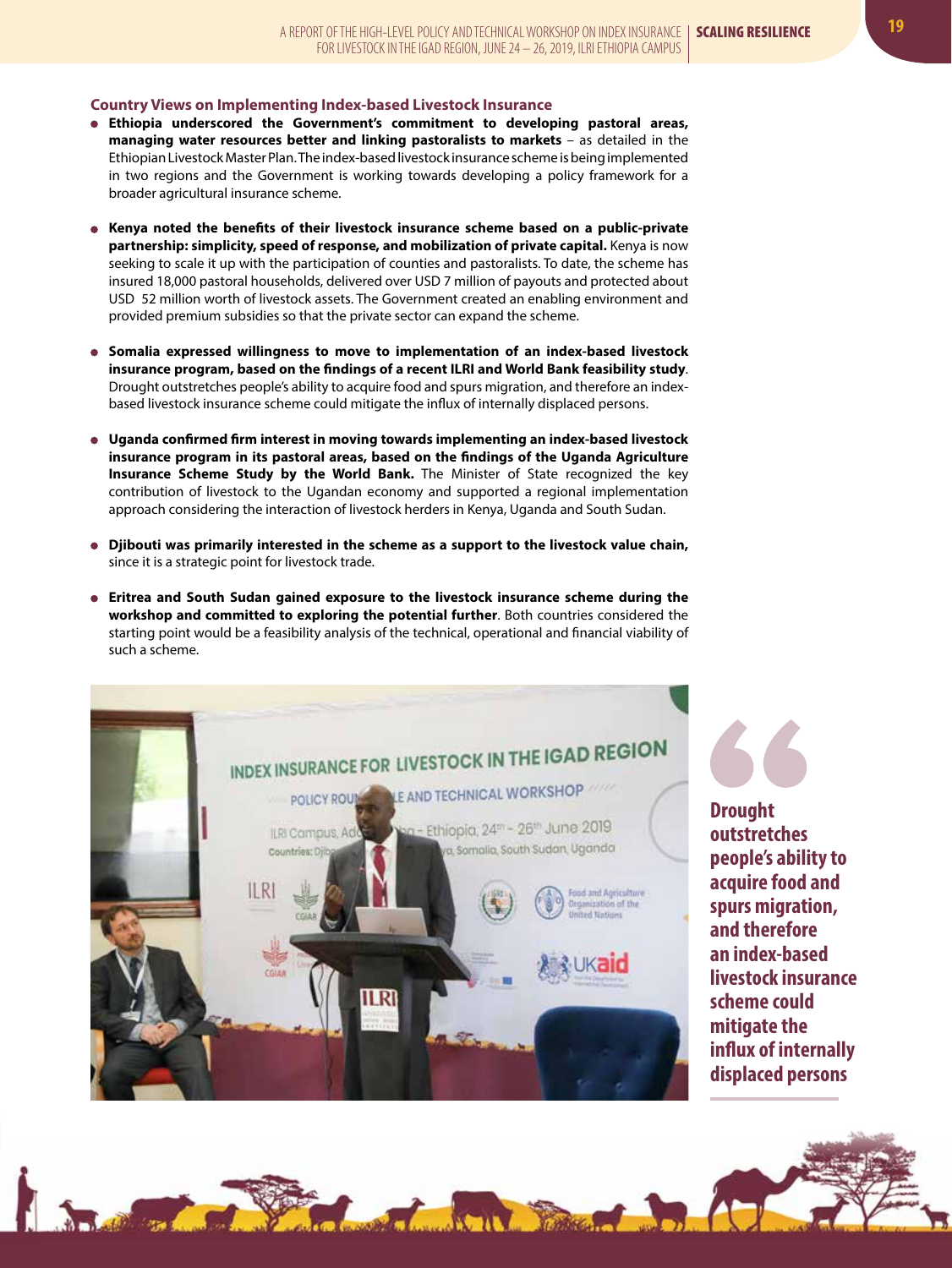### Country Views on Implementing Index-based Livestock Insurance

- **Ethiopia underscored the Government's commitment to developing pastoral areas, managing water resources better and linking pastoralists to markets** – as detailed in the Ethiopian Livestock Master Plan. The index-based livestock insurance scheme is being implemented in two regions and the Government is working towards developing a policy framework for a broader agricultural insurance scheme.
- **Kenya noted the benefits of their livestock insurance scheme based on a public-private partnership: simplicity, speed of response, and mobilization of private capital.** Kenya is now seeking to scale it up with the participation of counties and pastoralists. To date, the scheme has insured 18,000 pastoral households, delivered over USD 7 million of payouts and protected about USD 52 million worth of livestock assets. The Government created an enabling environment and provided premium subsidies so that the private sector can expand the scheme.
- **Somalia expressed willingness to move to implementation of an index-based livestock insurance program, based on the findings of a recent ILRI and World Bank feasibility study**. Drought outstretches people's ability to acquire food and spurs migration, and therefore an index-based livestock insurance scheme could mitigate the influx of internally displaced persons.
- **Uganda confirmed firm interest in moving towards implementing an index-based livestock insurance program in its pastoral areas, based on the findings of the Uganda Agriculture Insurance Scheme Study by the World Bank.** The Minister of State recognized the key contribution of livestock to the Ugandan economy and supported a regional implementation approach considering the interaction of livestock herders in Kenya, Uganda and South Sudan.
- **Djibouti was primarily interested in the scheme as a support to the livestock value chain,** since it is a strategic point for livestock trade.
- **Eritrea and South Sudan gained exposure to the livestock insurance scheme during the workshop and committed to exploring the potential further**. Both countries considered the starting point would be a feasibility analysis of the technical, operational and financial viability of such a scheme.

> **Drought outstretches people's ability to acquire food and spurs migration, and therefore an index-based livestock insurance scheme could mitigate the influx of internally displaced persons**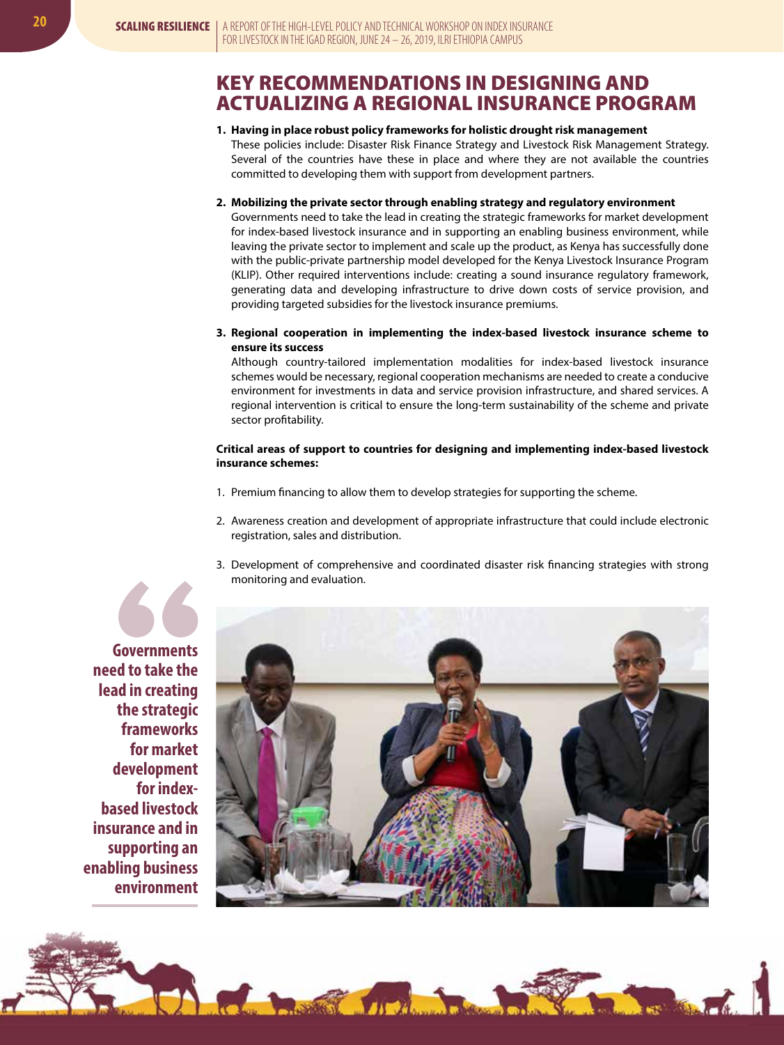# KEY RECOMMENDATIONS IN DESIGNING AND ACTUALIZING A REGIONAL INSURANCE PROGRAM

1. **Having in place robust policy frameworks for holistic drought risk management**
   These policies include: Disaster Risk Finance Strategy and Livestock Risk Management Strategy. Several of the countries have these in place and where they are not available the countries committed to developing them with support from development partners.

2. **Mobilizing the private sector through enabling strategy and regulatory environment**
   Governments need to take the lead in creating the strategic frameworks for market development for index-based livestock insurance and in supporting an enabling business environment, while leaving the private sector to implement and scale up the product, as Kenya has successfully done with the public-private partnership model developed for the Kenya Livestock Insurance Program (KLIP). Other required interventions include: creating a sound insurance regulatory framework, generating data and developing infrastructure to drive down costs of service provision, and providing targeted subsidies for the livestock insurance premiums.

3. **Regional cooperation in implementing the index-based livestock insurance scheme to ensure its success**
   Although country-tailored implementation modalities for index-based livestock insurance schemes would be necessary, regional cooperation mechanisms are needed to create a conducive environment for investments in data and service provision infrastructure, and shared services. A regional intervention is critical to ensure the long-term sustainability of the scheme and private sector profitability.

**Critical areas of support to countries for designing and implementing index-based livestock insurance schemes:**

1. Premium financing to allow them to develop strategies for supporting the scheme.

2. Awareness creation and development of appropriate infrastructure that could include electronic registration, sales and distribution.

3. Development of comprehensive and coordinated disaster risk financing strategies with strong monitoring and evaluation.

> **Governments need to take the lead in creating the strategic frameworks for market development for index-based livestock insurance and in supporting an enabling business environment**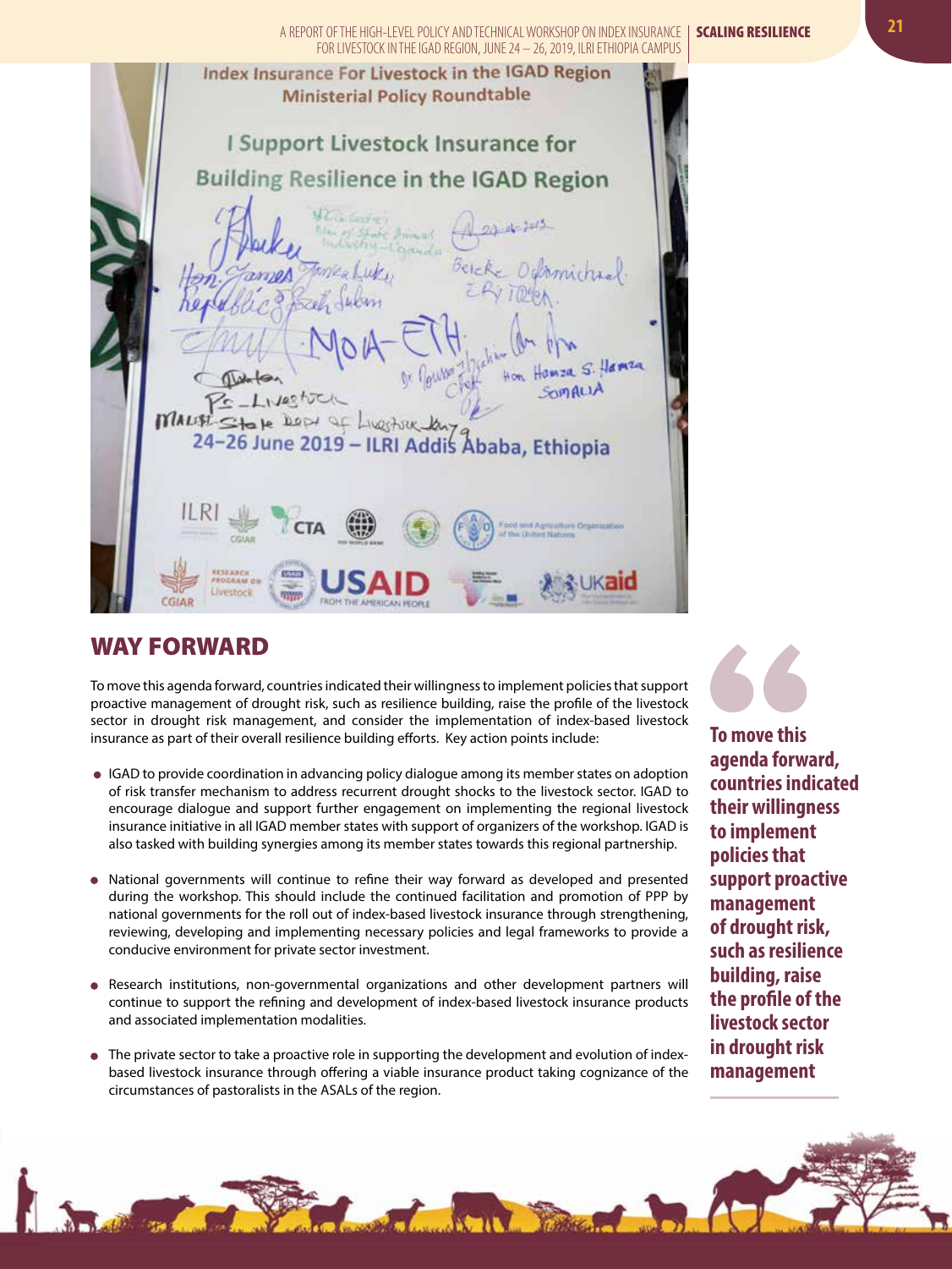## WAY FORWARD

To move this agenda forward, countries indicated their willingness to implement policies that support proactive management of drought risk, such as resilience building, raise the profile of the livestock sector in drought risk management, and consider the implementation of index-based livestock insurance as part of their overall resilience building efforts. Key action points include:

- IGAD to provide coordination in advancing policy dialogue among its member states on adoption of risk transfer mechanism to address recurrent drought shocks to the livestock sector. IGAD to encourage dialogue and support further engagement on implementing the regional livestock insurance initiative in all IGAD member states with support of organizers of the workshop. IGAD is also tasked with building synergies among its member states towards this regional partnership.
- National governments will continue to refine their way forward as developed and presented during the workshop. This should include the continued facilitation and promotion of PPP by national governments for the roll out of index-based livestock insurance through strengthening, reviewing, developing and implementing necessary policies and legal frameworks to provide a conducive environment for private sector investment.
- Research institutions, non-governmental organizations and other development partners will continue to support the refining and development of index-based livestock insurance products and associated implementation modalities.
- The private sector to take a proactive role in supporting the development and evolution of index-based livestock insurance through offering a viable insurance product taking cognizance of the circumstances of pastoralists in the ASALs of the region.

> **To move this agenda forward, countries indicated their willingness to implement policies that support proactive management of drought risk, such as resilience building, raise the profile of the livestock sector in drought risk management**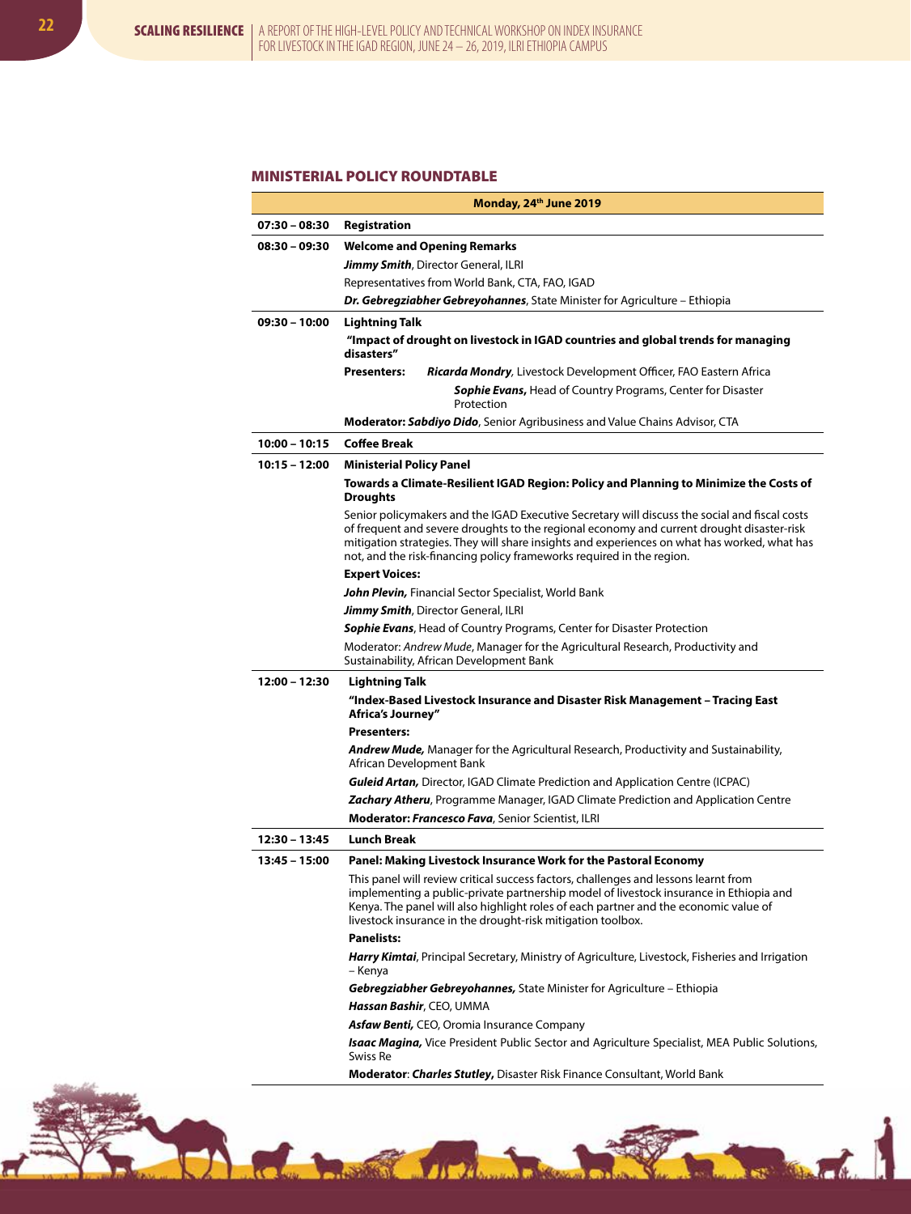## MINISTERIAL POLICY ROUNDTABLE

| Monday, 24th June 2019 | |
|---|---|
| **07:30 – 08:30** | **Registration** |
| **08:30 – 09:30** | **Welcome and Opening Remarks**<br>***Jimmy Smith***, Director General, ILRI<br>Representatives from World Bank, CTA, FAO, IGAD<br>***Dr. Gebregziabher Gebreyohannes***, State Minister for Agriculture – Ethiopia |
| **09:30 – 10:00** | **Lightning Talk**<br>**"Impact of drought on livestock in IGAD countries and global trends for managing disasters"**<br>**Presenters:** ***Ricarda Mondry***, Livestock Development Officer, FAO Eastern Africa<br>***Sophie Evans,*** Head of Country Programs, Center for Disaster Protection<br>**Moderator: *Sabdiyo Dido***, Senior Agribusiness and Value Chains Advisor, CTA |
| **10:00 – 10:15** | **Coffee Break** |
| **10:15 – 12:00** | **Ministerial Policy Panel**<br>**Towards a Climate-Resilient IGAD Region: Policy and Planning to Minimize the Costs of Droughts**<br>Senior policymakers and the IGAD Executive Secretary will discuss the social and fiscal costs of frequent and severe droughts to the regional economy and current drought disaster-risk mitigation strategies. They will share insights and experiences on what has worked, what has not, and the risk-financing policy frameworks required in the region.<br>**Expert Voices:**<br>***John Plevin,*** Financial Sector Specialist, World Bank<br>***Jimmy Smith***, Director General, ILRI<br>***Sophie Evans***, Head of Country Programs, Center for Disaster Protection<br>Moderator: *Andrew Mude*, Manager for the Agricultural Research, Productivity and Sustainability, African Development Bank |
| **12:00 – 12:30** | **Lightning Talk**<br>**"Index-Based Livestock Insurance and Disaster Risk Management – Tracing East Africa's Journey"**<br>**Presenters:**<br>***Andrew Mude,*** Manager for the Agricultural Research, Productivity and Sustainability, African Development Bank<br>***Guleid Artan,*** Director, IGAD Climate Prediction and Application Centre (ICPAC)<br>***Zachary Atheru***, Programme Manager, IGAD Climate Prediction and Application Centre<br>**Moderator: *Francesco Fava***, Senior Scientist, ILRI |
| **12:30 – 13:45** | **Lunch Break** |
| **13:45 – 15:00** | **Panel: Making Livestock Insurance Work for the Pastoral Economy**<br>This panel will review critical success factors, challenges and lessons learnt from implementing a public-private partnership model of livestock insurance in Ethiopia and Kenya. The panel will also highlight roles of each partner and the economic value of livestock insurance in the drought-risk mitigation toolbox.<br>**Panelists:**<br>***Harry Kimtai***, Principal Secretary, Ministry of Agriculture, Livestock, Fisheries and Irrigation – Kenya<br>***Gebregziabher Gebreyohannes,*** State Minister for Agriculture – Ethiopia<br>***Hassan Bashir***, CEO, UMMA<br>***Asfaw Benti,*** CEO, Oromia Insurance Company<br>***Isaac Magina,*** Vice President Public Sector and Agriculture Specialist, MEA Public Solutions, Swiss Re<br>**Moderator**: ***Charles Stutley,*** Disaster Risk Finance Consultant, World Bank |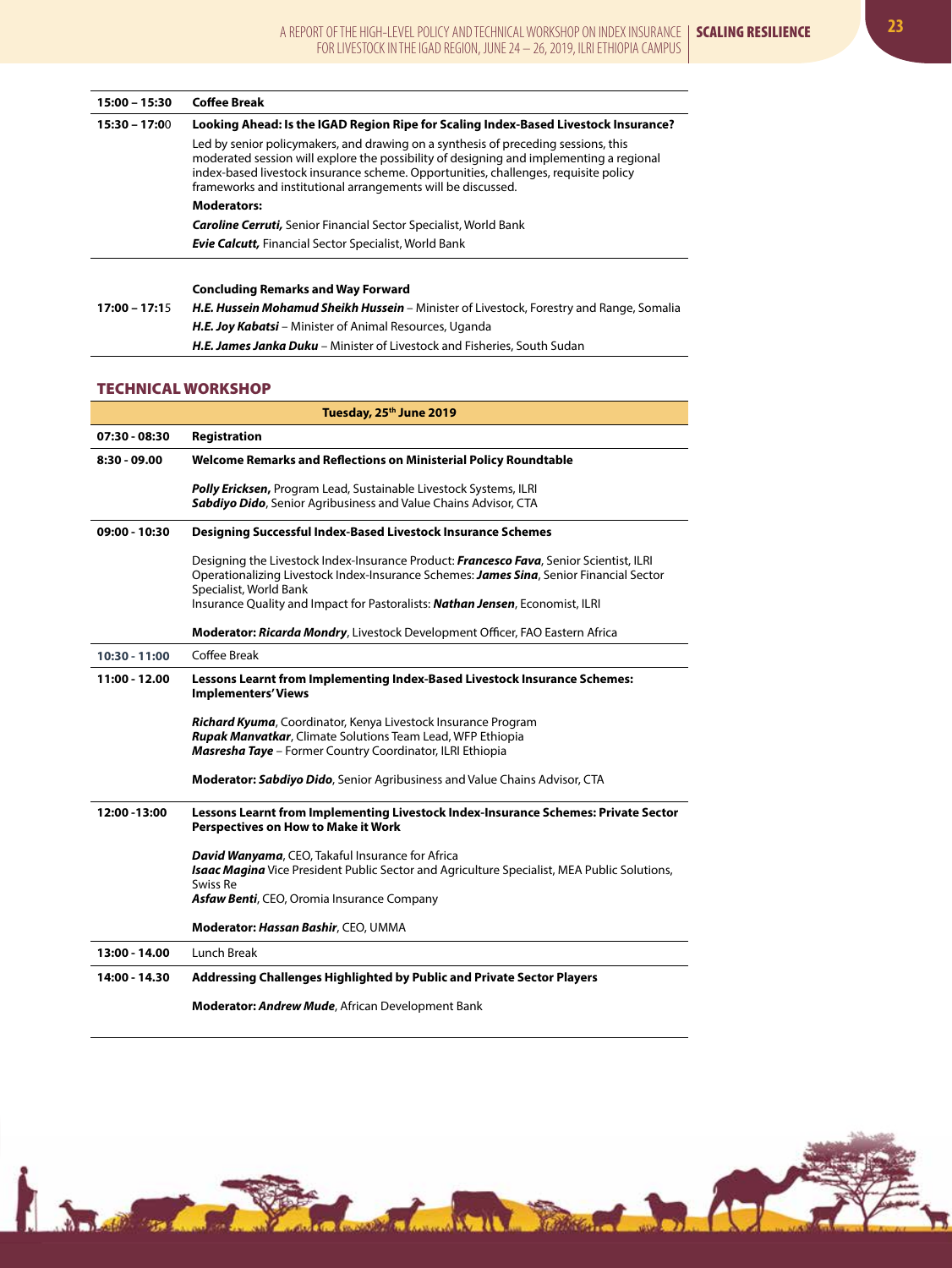| | |
|---|---|
| **15:00 – 15:30** | **Coffee Break** |
| **15:30 – 17:00** | **Looking Ahead: Is the IGAD Region Ripe for Scaling Index-Based Livestock Insurance?**<br><br>Led by senior policymakers, and drawing on a synthesis of preceding sessions, this moderated session will explore the possibility of designing and implementing a regional index-based livestock insurance scheme. Opportunities, challenges, requisite policy frameworks and institutional arrangements will be discussed.<br><br>**Moderators:**<br><br>***Caroline Cerruti,*** Senior Financial Sector Specialist, World Bank<br><br>***Evie Calcutt,*** Financial Sector Specialist, World Bank |
| **17:00 – 17:15** | **Concluding Remarks and Way Forward**<br><br>***H.E. Hussein Mohamud Sheikh Hussein*** – Minister of Livestock, Forestry and Range, Somalia<br><br>***H.E. Joy Kabatsi*** – Minister of Animal Resources, Uganda<br><br>***H.E. James Janka Duku*** – Minister of Livestock and Fisheries, South Sudan |

## TECHNICAL WORKSHOP

| **Tuesday, 25th June 2019** | |
|---|---|
| **07:30 - 08:30** | **Registration** |
| **8:30 - 09.00** | **Welcome Remarks and Reflections on Ministerial Policy Roundtable**<br><br>***Polly Ericksen,*** Program Lead, Sustainable Livestock Systems, ILRI<br>***Sabdiyo Dido***, Senior Agribusiness and Value Chains Advisor, CTA |
| **09:00 - 10:30** | **Designing Successful Index-Based Livestock Insurance Schemes**<br><br>Designing the Livestock Index-Insurance Product: ***Francesco Fava***, Senior Scientist, ILRI<br>Operationalizing Livestock Index-Insurance Schemes: ***James Sina***, Senior Financial Sector Specialist, World Bank<br>Insurance Quality and Impact for Pastoralists: ***Nathan Jensen***, Economist, ILRI<br><br>**Moderator: *Ricarda Mondry***, Livestock Development Officer, FAO Eastern Africa |
| **10:30 - 11:00** | Coffee Break |
| **11:00 - 12.00** | **Lessons Learnt from Implementing Index-Based Livestock Insurance Schemes: Implementers' Views**<br><br>***Richard Kyuma***, Coordinator, Kenya Livestock Insurance Program<br>***Rupak Manvatkar***, Climate Solutions Team Lead, WFP Ethiopia<br>***Masresha Taye*** – Former Country Coordinator, ILRI Ethiopia<br><br>**Moderator: *Sabdiyo Dido***, Senior Agribusiness and Value Chains Advisor, CTA |
| **12:00 -13:00** | **Lessons Learnt from Implementing Livestock Index-Insurance Schemes: Private Sector Perspectives on How to Make it Work**<br><br>***David Wanyama***, CEO, Takaful Insurance for Africa<br>***Isaac Magina*** Vice President Public Sector and Agriculture Specialist, MEA Public Solutions, Swiss Re<br>***Asfaw Benti***, CEO, Oromia Insurance Company<br><br>**Moderator: *Hassan Bashir***, CEO, UMMA |
| **13:00 - 14.00** | Lunch Break |
| **14:00 - 14.30** | **Addressing Challenges Highlighted by Public and Private Sector Players**<br><br>**Moderator: *Andrew Mude***, African Development Bank |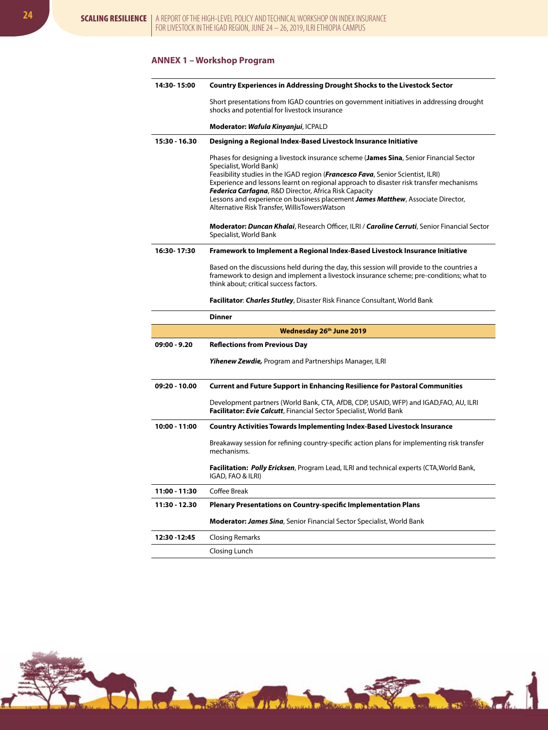## ANNEX 1 – Workshop Program

| | |
|---|---|
| **14:30- 15:00** | **Country Experiences in Addressing Drought Shocks to the Livestock Sector**<br><br>Short presentations from IGAD countries on government initiatives in addressing drought shocks and potential for livestock insurance<br><br>**Moderator: *Wafula Kinyanjui***, ICPALD |
| **15:30 - 16.30** | **Designing a Regional Index-Based Livestock Insurance Initiative**<br><br>Phases for designing a livestock insurance scheme (**James Sina**, Senior Financial Sector Specialist, World Bank)<br>Feasibility studies in the IGAD region (***Francesco Fava***, Senior Scientist, ILRI)<br>Experience and lessons learnt on regional approach to disaster risk transfer mechanisms ***Federica Carfagna***, R&D Director, Africa Risk Capacity<br>Lessons and experience on business placement ***James Matthew***, Associate Director, Alternative Risk Transfer, WillisTowersWatson<br><br>**Moderator: *Duncan Khalai***, Research Officer, ILRI / ***Caroline Cerruti***, Senior Financial Sector Specialist, World Bank |
| **16:30- 17:30** | **Framework to Implement a Regional Index-Based Livestock Insurance Initiative**<br><br>Based on the discussions held during the day, this session will provide to the countries a framework to design and implement a livestock insurance scheme; pre-conditions; what to think about; critical success factors.<br><br>**Facilitator**: ***Charles Stutley***, Disaster Risk Finance Consultant, World Bank |
| | **Dinner** |
| | **Wednesday 26th June 2019** |
| **09:00 - 9.20** | **Reflections from Previous Day**<br><br>***Yihenew Zewdie,*** Program and Partnerships Manager, ILRI |
| **09:20 - 10.00** | **Current and Future Support in Enhancing Resilience for Pastoral Communities**<br><br>Development partners (World Bank, CTA, AfDB, CDP, USAID, WFP) and IGAD,FAO, AU, ILRI<br>**Facilitator: *Evie Calcutt***, Financial Sector Specialist, World Bank |
| **10:00 - 11:00** | **Country Activities Towards Implementing Index-Based Livestock Insurance**<br><br>Breakaway session for refining country-specific action plans for implementing risk transfer mechanisms.<br><br>**Facilitation: *Polly Ericksen***, Program Lead, ILRI and technical experts (CTA,World Bank, IGAD, FAO & ILRI) |
| **11:00 - 11:30** | Coffee Break |
| **11:30 - 12.30** | **Plenary Presentations on Country-specific Implementation Plans**<br><br>**Moderator: *James Sina***, Senior Financial Sector Specialist, World Bank |
| **12:30 -12:45** | Closing Remarks |
| | Closing Lunch |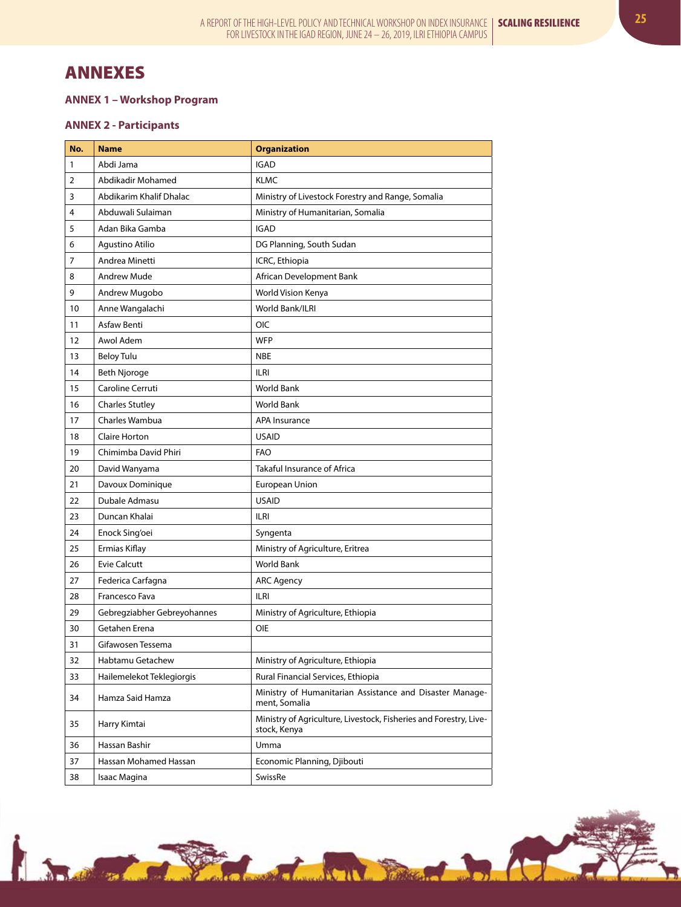# ANNEXES

### ANNEX 1 – Workshop Program

### ANNEX 2 - Participants

| No. | Name | Organization |
|---|---|---|
| 1 | Abdi Jama | IGAD |
| 2 | Abdikadir Mohamed | KLMC |
| 3 | Abdikarim Khalif Dhalac | Ministry of Livestock Forestry and Range, Somalia |
| 4 | Abduwali Sulaiman | Ministry of Humanitarian, Somalia |
| 5 | Adan Bika Gamba | IGAD |
| 6 | Agustino Atilio | DG Planning, South Sudan |
| 7 | Andrea Minetti | ICRC, Ethiopia |
| 8 | Andrew Mude | African Development Bank |
| 9 | Andrew Mugobo | World Vision Kenya |
| 10 | Anne Wangalachi | World Bank/ILRI |
| 11 | Asfaw Benti | OIC |
| 12 | Awol Adem | WFP |
| 13 | Beloy Tulu | NBE |
| 14 | Beth Njoroge | ILRI |
| 15 | Caroline Cerruti | World Bank |
| 16 | Charles Stutley | World Bank |
| 17 | Charles Wambua | APA Insurance |
| 18 | Claire Horton | USAID |
| 19 | Chimimba David Phiri | FAO |
| 20 | David Wanyama | Takaful Insurance of Africa |
| 21 | Davoux Dominique | European Union |
| 22 | Dubale Admasu | USAID |
| 23 | Duncan Khalai | ILRI |
| 24 | Enock Sing'oei | Syngenta |
| 25 | Ermias Kiflay | Ministry of Agriculture, Eritrea |
| 26 | Evie Calcutt | World Bank |
| 27 | Federica Carfagna | ARC Agency |
| 28 | Francesco Fava | ILRI |
| 29 | Gebregziabher Gebreyohannes | Ministry of Agriculture, Ethiopia |
| 30 | Getahen Erena | OIE |
| 31 | Gifawosen Tessema | |
| 32 | Habtamu Getachew | Ministry of Agriculture, Ethiopia |
| 33 | Hailemelekot Teklegiorgis | Rural Financial Services, Ethiopia |
| 34 | Hamza Said Hamza | Ministry of Humanitarian Assistance and Disaster Management, Somalia |
| 35 | Harry Kimtai | Ministry of Agriculture, Livestock, Fisheries and Forestry, Livestock, Kenya |
| 36 | Hassan Bashir | Umma |
| 37 | Hassan Mohamed Hassan | Economic Planning, Djibouti |
| 38 | Isaac Magina | SwissRe |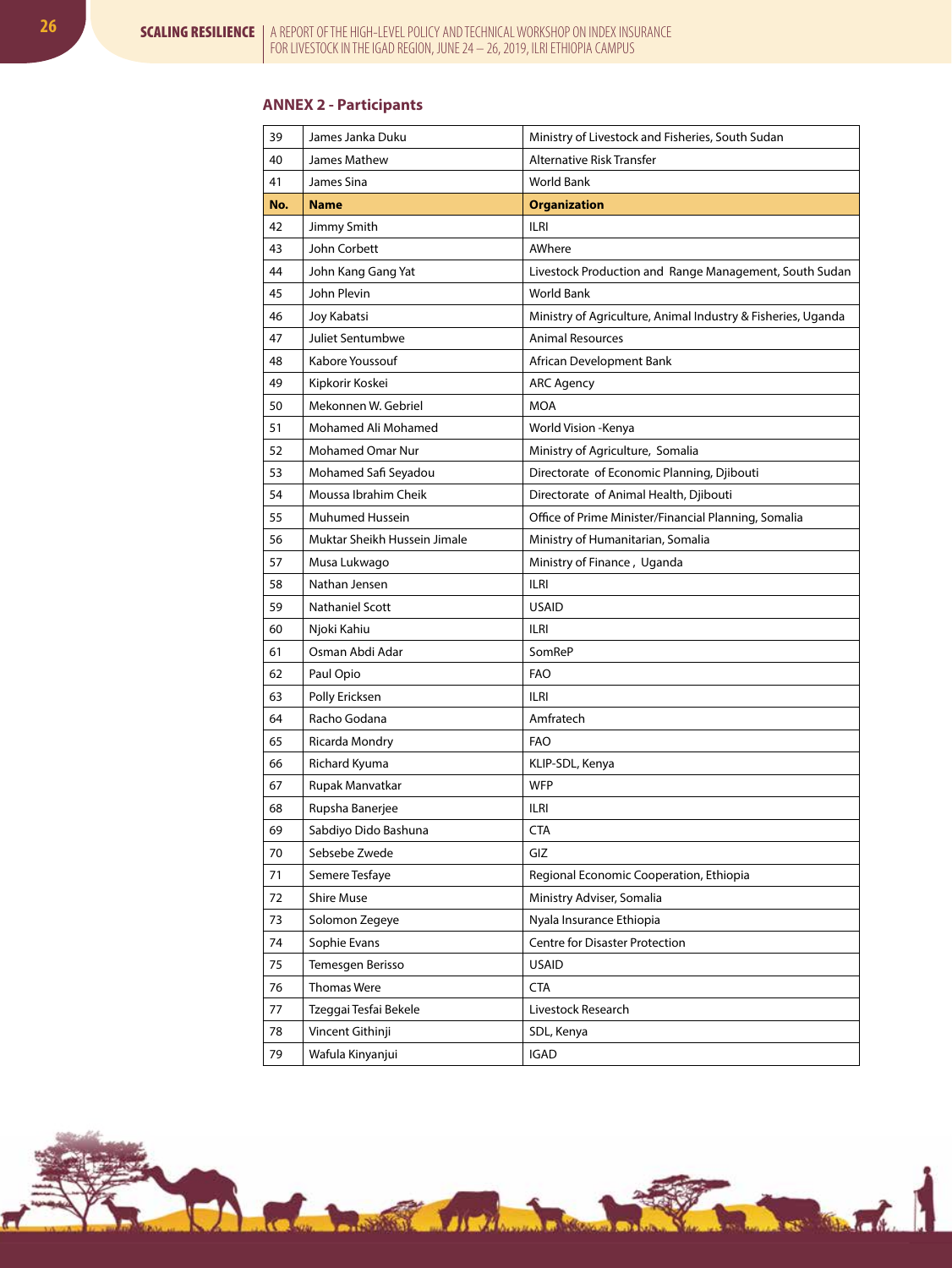## ANNEX 2 - Participants

| | | |
|---|---|---|
| 39 | James Janka Duku | Ministry of Livestock and Fisheries, South Sudan |
| 40 | James Mathew | Alternative Risk Transfer |
| 41 | James Sina | World Bank |
| **No.** | **Name** | **Organization** |
| 42 | Jimmy Smith | ILRI |
| 43 | John Corbett | AWhere |
| 44 | John Kang Gang Yat | Livestock Production and Range Management, South Sudan |
| 45 | John Plevin | World Bank |
| 46 | Joy Kabatsi | Ministry of Agriculture, Animal Industry & Fisheries, Uganda |
| 47 | Juliet Sentumbwe | Animal Resources |
| 48 | Kabore Youssouf | African Development Bank |
| 49 | Kipkorir Koskei | ARC Agency |
| 50 | Mekonnen W. Gebriel | MOA |
| 51 | Mohamed Ali Mohamed | World Vision -Kenya |
| 52 | Mohamed Omar Nur | Ministry of Agriculture, Somalia |
| 53 | Mohamed Safi Seyadou | Directorate of Economic Planning, Djibouti |
| 54 | Moussa Ibrahim Cheik | Directorate of Animal Health, Djibouti |
| 55 | Muhumed Hussein | Office of Prime Minister/Financial Planning, Somalia |
| 56 | Muktar Sheikh Hussein Jimale | Ministry of Humanitarian, Somalia |
| 57 | Musa Lukwago | Ministry of Finance , Uganda |
| 58 | Nathan Jensen | ILRI |
| 59 | Nathaniel Scott | USAID |
| 60 | Njoki Kahiu | ILRI |
| 61 | Osman Abdi Adar | SomReP |
| 62 | Paul Opio | FAO |
| 63 | Polly Ericksen | ILRI |
| 64 | Racho Godana | Amfratech |
| 65 | Ricarda Mondry | FAO |
| 66 | Richard Kyuma | KLIP-SDL, Kenya |
| 67 | Rupak Manvatkar | WFP |
| 68 | Rupsha Banerjee | ILRI |
| 69 | Sabdiyo Dido Bashuna | CTA |
| 70 | Sebsebe Zwede | GIZ |
| 71 | Semere Tesfaye | Regional Economic Cooperation, Ethiopia |
| 72 | Shire Muse | Ministry Adviser, Somalia |
| 73 | Solomon Zegeye | Nyala Insurance Ethiopia |
| 74 | Sophie Evans | Centre for Disaster Protection |
| 75 | Temesgen Berisso | USAID |
| 76 | Thomas Were | CTA |
| 77 | Tzeggai Tesfai Bekele | Livestock Research |
| 78 | Vincent Githinji | SDL, Kenya |
| 79 | Wafula Kinyanjui | IGAD |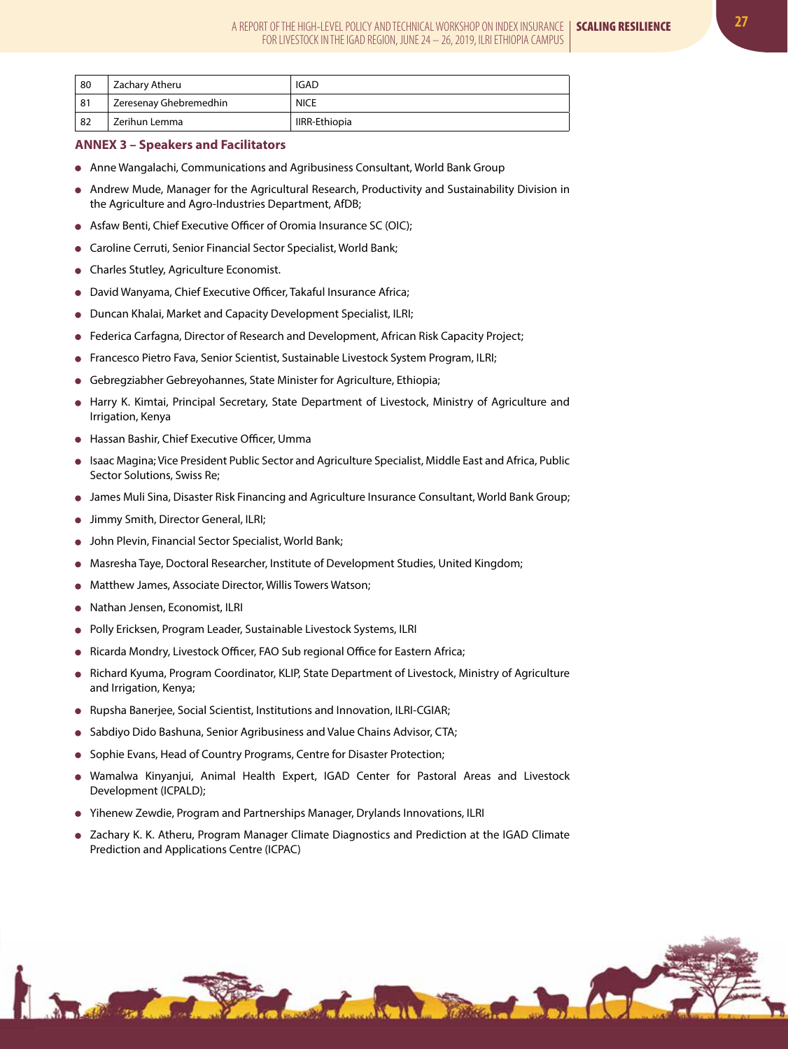| | | |
|---|---|---|
| 80 | Zachary Atheru | IGAD |
| 81 | Zeresenay Ghebremedhin | NICE |
| 82 | Zerihun Lemma | IIRR-Ethiopia |

**ANNEX 3 – Speakers and Facilitators**

- Anne Wangalachi, Communications and Agribusiness Consultant, World Bank Group
- Andrew Mude, Manager for the Agricultural Research, Productivity and Sustainability Division in the Agriculture and Agro-Industries Department, AfDB;
- Asfaw Benti, Chief Executive Officer of Oromia Insurance SC (OIC);
- Caroline Cerruti, Senior Financial Sector Specialist, World Bank;
- Charles Stutley, Agriculture Economist.
- David Wanyama, Chief Executive Officer, Takaful Insurance Africa;
- Duncan Khalai, Market and Capacity Development Specialist, ILRI;
- Federica Carfagna, Director of Research and Development, African Risk Capacity Project;
- Francesco Pietro Fava, Senior Scientist, Sustainable Livestock System Program, ILRI;
- Gebregziabher Gebreyohannes, State Minister for Agriculture, Ethiopia;
- Harry K. Kimtai, Principal Secretary, State Department of Livestock, Ministry of Agriculture and Irrigation, Kenya
- Hassan Bashir, Chief Executive Officer, Umma
- Isaac Magina; Vice President Public Sector and Agriculture Specialist, Middle East and Africa, Public Sector Solutions, Swiss Re;
- James Muli Sina, Disaster Risk Financing and Agriculture Insurance Consultant, World Bank Group;
- Jimmy Smith, Director General, ILRI;
- John Plevin, Financial Sector Specialist, World Bank;
- Masresha Taye, Doctoral Researcher, Institute of Development Studies, United Kingdom;
- Matthew James, Associate Director, Willis Towers Watson;
- Nathan Jensen, Economist, ILRI
- Polly Ericksen, Program Leader, Sustainable Livestock Systems, ILRI
- Ricarda Mondry, Livestock Officer, FAO Sub regional Office for Eastern Africa;
- Richard Kyuma, Program Coordinator, KLIP, State Department of Livestock, Ministry of Agriculture and Irrigation, Kenya;
- Rupsha Banerjee, Social Scientist, Institutions and Innovation, ILRI-CGIAR;
- Sabdiyo Dido Bashuna, Senior Agribusiness and Value Chains Advisor, CTA;
- Sophie Evans, Head of Country Programs, Centre for Disaster Protection;
- Wamalwa Kinyanjui, Animal Health Expert, IGAD Center for Pastoral Areas and Livestock Development (ICPALD);
- Yihenew Zewdie, Program and Partnerships Manager, Drylands Innovations, ILRI
- Zachary K. K. Atheru, Program Manager Climate Diagnostics and Prediction at the IGAD Climate Prediction and Applications Centre (ICPAC)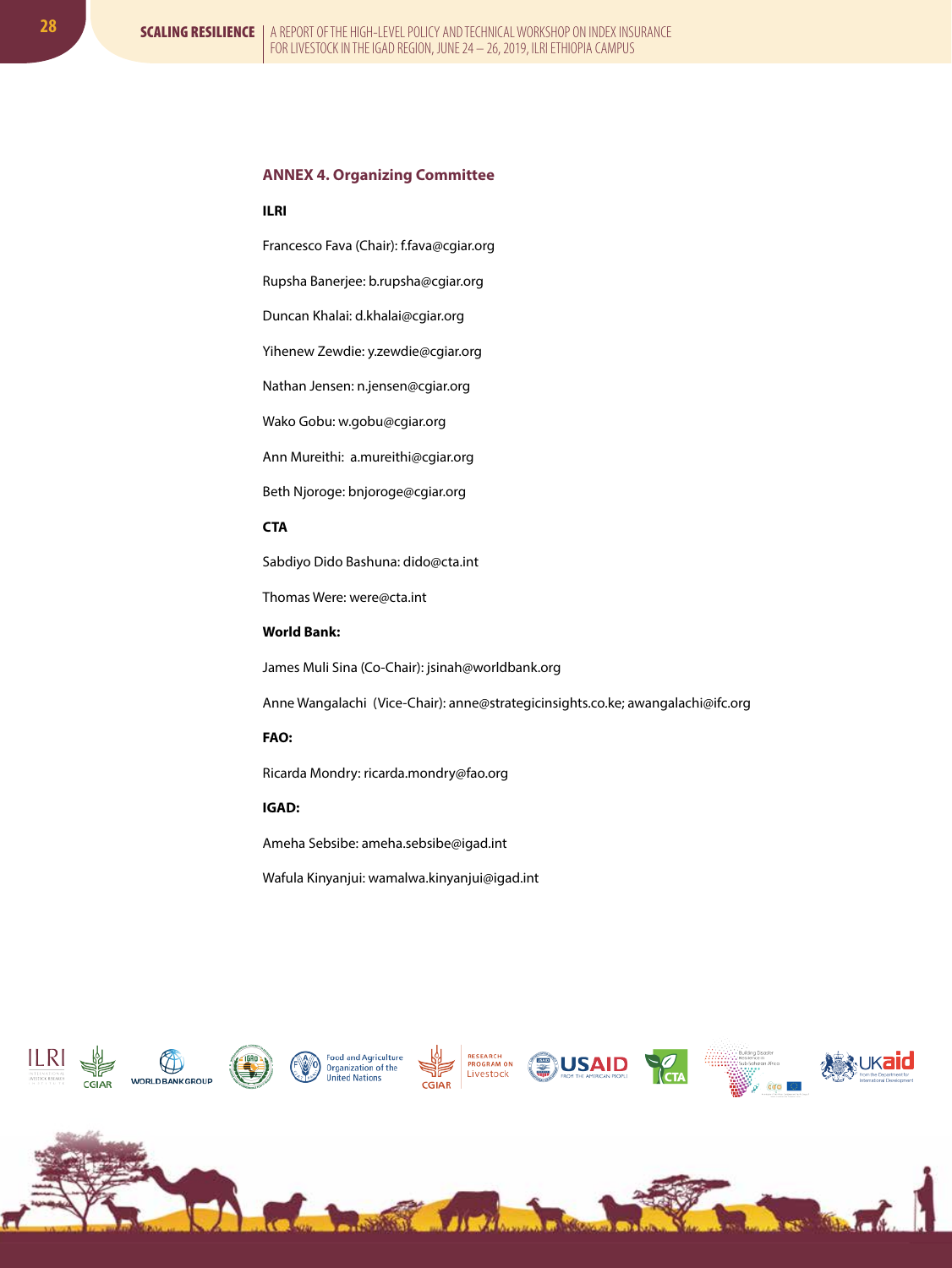## ANNEX 4. Organizing Committee

**ILRI**

Francesco Fava (Chair): f.fava@cgiar.org

Rupsha Banerjee: b.rupsha@cgiar.org

Duncan Khalai: d.khalai@cgiar.org

Yihenew Zewdie: y.zewdie@cgiar.org

Nathan Jensen: n.jensen@cgiar.org

Wako Gobu: w.gobu@cgiar.org

Ann Mureithi: a.mureithi@cgiar.org

Beth Njoroge: bnjoroge@cgiar.org

**CTA**

Sabdiyo Dido Bashuna: dido@cta.int

Thomas Were: were@cta.int

**World Bank:**

James Muli Sina (Co-Chair): jsinah@worldbank.org

Anne Wangalachi (Vice-Chair): anne@strategicinsights.co.ke; awangalachi@ifc.org

**FAO:**

Ricarda Mondry: ricarda.mondry@fao.org

**IGAD:**

Ameha Sebsibe: ameha.sebsibe@igad.int

Wafula Kinyanjui: wamalwa.kinyanjui@igad.int